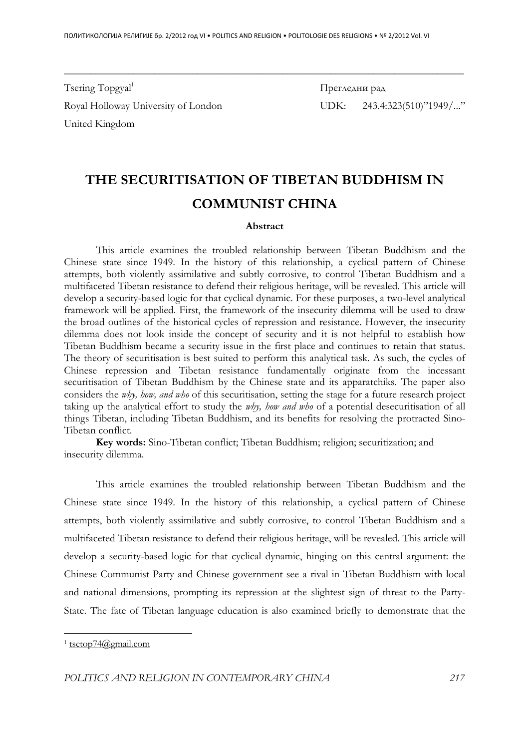Tsering Topgyal[1]

Royal Holloway University of London

United Kingdom

Прегледни рад

UDK: 243.4:323(510)"1949/..."

# THE SECURITISATION OF TIBETAN BUDDHISM IN COMMUNIST CHINA

### Abstract

This article examines the troubled relationship between Tibetan Buddhism and the Chinese state since 1949. In the history of this relationship, a cyclical pattern of Chinese attempts, both violently assimilative and subtly corrosive, to control Tibetan Buddhism and a multifaceted Tibetan resistance to defend their religious heritage, will be revealed. This article will develop a security-based logic for that cyclical dynamic. For these purposes, a two-level analytical framework will be applied. First, the framework of the insecurity dilemma will be used to draw the broad outlines of the historical cycles of repression and resistance. However, the insecurity dilemma does not look inside the concept of security and it is not helpful to establish how Tibetan Buddhism became a security issue in the first place and continues to retain that status. The theory of securitisation is best suited to perform this analytical task. As such, the cycles of Chinese repression and Tibetan resistance fundamentally originate from the incessant securitisation of Tibetan Buddhism by the Chinese state and its apparatchiks. The paper also considers the *why, how, and who* of this securitisation, setting the stage for a future research project taking up the analytical effort to study the *why, how and who* of a potential desecuritisation of all things Tibetan, including Tibetan Buddhism, and its benefits for resolving the protracted Sino-Tibetan conflict.

**Key words:** Sino-Tibetan conflict; Tibetan Buddhism; religion; securitization; and insecurity dilemma.

This article examines the troubled relationship between Tibetan Buddhism and the Chinese state since 1949. In the history of this relationship, a cyclical pattern of Chinese attempts, both violently assimilative and subtly corrosive, to control Tibetan Buddhism and a multifaceted Tibetan resistance to defend their religious heritage, will be revealed. This article will develop a security-based logic for that cyclical dynamic, hinging on this central argument: the Chinese Communist Party and Chinese government see a rival in Tibetan Buddhism with local and national dimensions, prompting its repression at the slightest sign of threat to the Party-State. The fate of Tibetan language education is also examined briefly to demonstrate that the

[1] tsetop74@gmail.com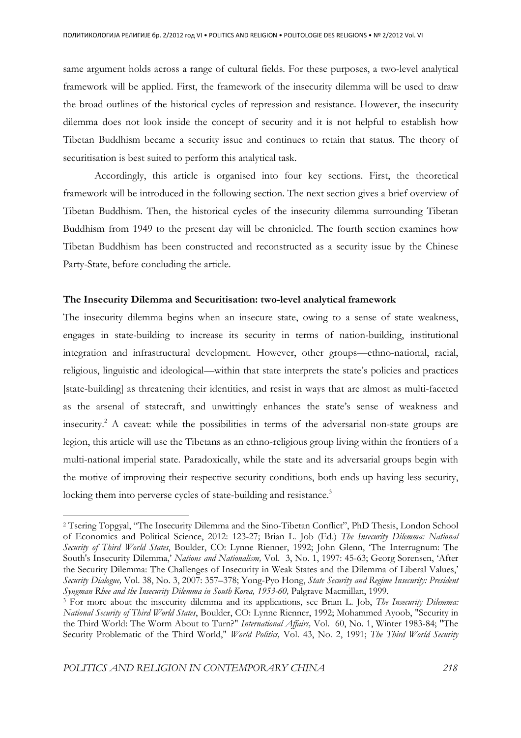same argument holds across a range of cultural fields. For these purposes, a two-level analytical framework will be applied. First, the framework of the insecurity dilemma will be used to draw the broad outlines of the historical cycles of repression and resistance. However, the insecurity dilemma does not look inside the concept of security and it is not helpful to establish how Tibetan Buddhism became a security issue and continues to retain that status. The theory of securitisation is best suited to perform this analytical task.

Accordingly, this article is organised into four key sections. First, the theoretical framework will be introduced in the following section. The next section gives a brief overview of Tibetan Buddhism. Then, the historical cycles of the insecurity dilemma surrounding Tibetan Buddhism from 1949 to the present day will be chronicled. The fourth section examines how Tibetan Buddhism has been constructed and reconstructed as a security issue by the Chinese Party-State, before concluding the article.

**The Insecurity Dilemma and Securitisation: two-level analytical framework**

The insecurity dilemma begins when an insecure state, owing to a sense of state weakness, engages in state-building to increase its security in terms of nation-building, institutional integration and infrastructural development. However, other groups—ethno-national, racial, religious, linguistic and ideological—within that state interprets the state's policies and practices [state-building] as threatening their identities, and resist in ways that are almost as multi-faceted as the arsenal of statecraft, and unwittingly enhances the state's sense of weakness and insecurity.[2] A caveat: while the possibilities in terms of the adversarial non-state groups are legion, this article will use the Tibetans as an ethno-religious group living within the frontiers of a multi-national imperial state. Paradoxically, while the state and its adversarial groups begin with the motive of improving their respective security conditions, both ends up having less security, locking them into perverse cycles of state-building and resistance.[3]

---

[2] Tsering Topgyal, "The Insecurity Dilemma and the Sino-Tibetan Conflict", PhD Thesis, London School of Economics and Political Science, 2012: 123-27; Brian L. Job (Ed.) *The Insecurity Dilemma: National Security of Third World States*, Boulder, CO: Lynne Rienner, 1992; John Glenn, 'The Interrugnum: The South's Insecurity Dilemma,' *Nations and Nationalism,* Vol. 3, No. 1, 1997: 45-63; Georg Sorensen, 'After the Security Dilemma: The Challenges of Insecurity in Weak States and the Dilemma of Liberal Values,' *Security Dialogue,* Vol. 38, No. 3, 2007: 357–378; Yong-Pyo Hong, *State Security and Regime Insecurity: President Syngman Rhee and the Insecurity Dilemma in South Korea, 1953-60,* Palgrave Macmillan, 1999.

[3] For more about the insecurity dilemma and its applications, see Brian L. Job, *The Insecurity Dilemma: National Security of Third World States*, Boulder, CO: Lynne Rienner, 1992; Mohammed Ayoob, "Security in the Third World: The Worm About to Turn?" *International Affairs,* Vol. 60, No. 1, Winter 1983-84; "The Security Problematic of the Third World," *World Politics,* Vol. 43, No. 2, 1991; *The Third World Security*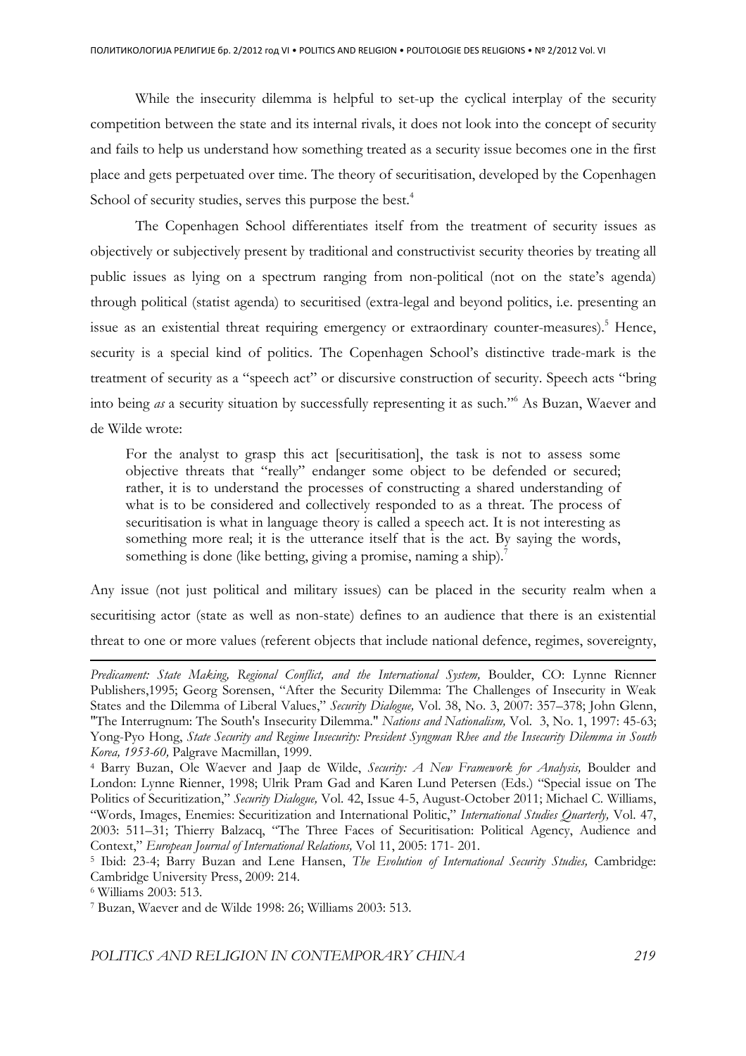While the insecurity dilemma is helpful to set-up the cyclical interplay of the security competition between the state and its internal rivals, it does not look into the concept of security and fails to help us understand how something treated as a security issue becomes one in the first place and gets perpetuated over time. The theory of securitisation, developed by the Copenhagen School of security studies, serves this purpose the best.[4]

The Copenhagen School differentiates itself from the treatment of security issues as objectively or subjectively present by traditional and constructivist security theories by treating all public issues as lying on a spectrum ranging from non-political (not on the state's agenda) through political (statist agenda) to securitised (extra-legal and beyond politics, i.e. presenting an issue as an existential threat requiring emergency or extraordinary counter-measures).[5] Hence, security is a special kind of politics. The Copenhagen School's distinctive trade-mark is the treatment of security as a "speech act" or discursive construction of security. Speech acts "bring into being *as* a security situation by successfully representing it as such."[6] As Buzan, Waever and de Wilde wrote:

> For the analyst to grasp this act [securitisation], the task is not to assess some objective threats that "really" endanger some object to be defended or secured; rather, it is to understand the processes of constructing a shared understanding of what is to be considered and collectively responded to as a threat. The process of securitisation is what in language theory is called a speech act. It is not interesting as something more real; it is the utterance itself that is the act. By saying the words, something is done (like betting, giving a promise, naming a ship).[7]

Any issue (not just political and military issues) can be placed in the security realm when a securitising actor (state as well as non-state) defines to an audience that there is an existential threat to one or more values (referent objects that include national defence, regimes, sovereignty,

---

*Predicament: State Making, Regional Conflict, and the International System,* Boulder, CO: Lynne Rienner Publishers,1995; Georg Sorensen, "After the Security Dilemma: The Challenges of Insecurity in Weak States and the Dilemma of Liberal Values," *Security Dialogue,* Vol. 38, No. 3, 2007: 357–378; John Glenn, "The Interrugnum: The South's Insecurity Dilemma." *Nations and Nationalism,* Vol. 3, No. 1, 1997: 45-63; Yong-Pyo Hong, *State Security and Regime Insecurity: President Syngman Rhee and the Insecurity Dilemma in South Korea, 1953-60,* Palgrave Macmillan, 1999.

[4] Barry Buzan, Ole Waever and Jaap de Wilde, *Security: A New Framework for Analysis,* Boulder and London: Lynne Rienner, 1998; Ulrik Pram Gad and Karen Lund Petersen (Eds.) "Special issue on The Politics of Securitization," *Security Dialogue,* Vol. 42, Issue 4-5, August-October 2011; Michael C. Williams, "Words, Images, Enemies: Securitization and International Politic," *International Studies Quarterly,* Vol. 47, 2003: 511–31; Thierry Balzacq, "The Three Faces of Securitisation: Political Agency, Audience and Context," *European Journal of International Relations,* Vol 11, 2005: 171- 201.

[5] Ibid: 23-4; Barry Buzan and Lene Hansen, *The Evolution of International Security Studies,* Cambridge: Cambridge University Press, 2009: 214.

[6] Williams 2003: 513.

[7] Buzan, Waever and de Wilde 1998: 26; Williams 2003: 513.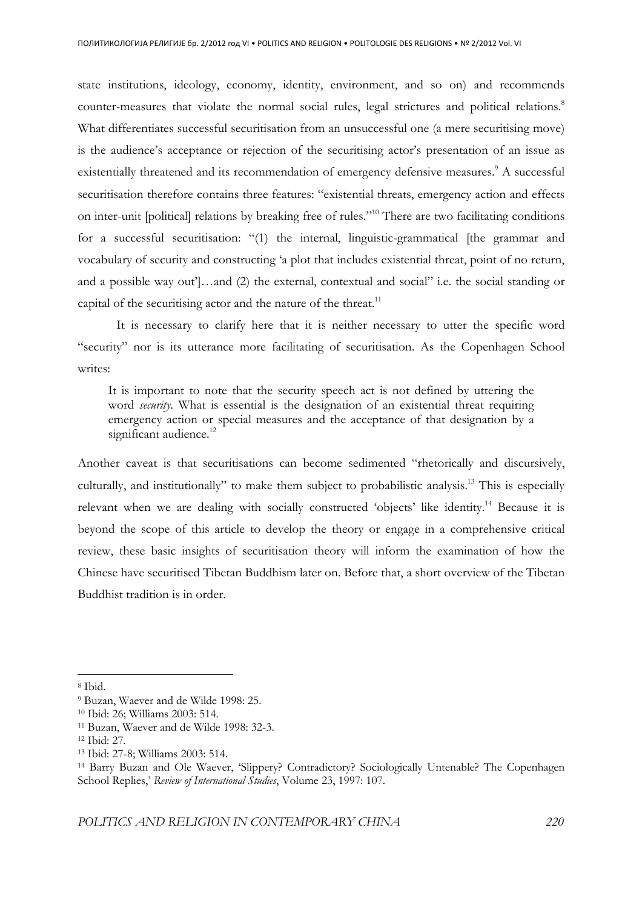state institutions, ideology, economy, identity, environment, and so on) and recommends counter-measures that violate the normal social rules, legal strictures and political relations.[8] What differentiates successful securitisation from an unsuccessful one (a mere securitising move) is the audience's acceptance or rejection of the securitising actor's presentation of an issue as existentially threatened and its recommendation of emergency defensive measures.[9] A successful securitisation therefore contains three features: "existential threats, emergency action and effects on inter-unit [political] relations by breaking free of rules."[10] There are two facilitating conditions for a successful securitisation: "(1) the internal, linguistic-grammatical [the grammar and vocabulary of security and constructing 'a plot that includes existential threat, point of no return, and a possible way out']…and (2) the external, contextual and social" i.e. the social standing or capital of the securitising actor and the nature of the threat.[11]

It is necessary to clarify here that it is neither necessary to utter the specific word "security" nor is its utterance more facilitating of securitisation. As the Copenhagen School writes:

> It is important to note that the security speech act is not defined by uttering the word *security*. What is essential is the designation of an existential threat requiring emergency action or special measures and the acceptance of that designation by a significant audience.[12]

Another caveat is that securitisations can become sedimented "rhetorically and discursively, culturally, and institutionally" to make them subject to probabilistic analysis.[13] This is especially relevant when we are dealing with socially constructed 'objects' like identity.[14] Because it is beyond the scope of this article to develop the theory or engage in a comprehensive critical review, these basic insights of securitisation theory will inform the examination of how the Chinese have securitised Tibetan Buddhism later on. Before that, a short overview of the Tibetan Buddhist tradition is in order.

---

[8] Ibid.

[9] Buzan, Waever and de Wilde 1998: 25.

[10] Ibid: 26; Williams 2003: 514.

[11] Buzan, Waever and de Wilde 1998: 32-3.

[12] Ibid: 27.

[13] Ibid: 27-8; Williams 2003: 514.

[14] Barry Buzan and Ole Waever, 'Slippery? Contradictory? Sociologically Untenable? The Copenhagen School Replies,' *Review of International Studies*, Volume 23, 1997: 107.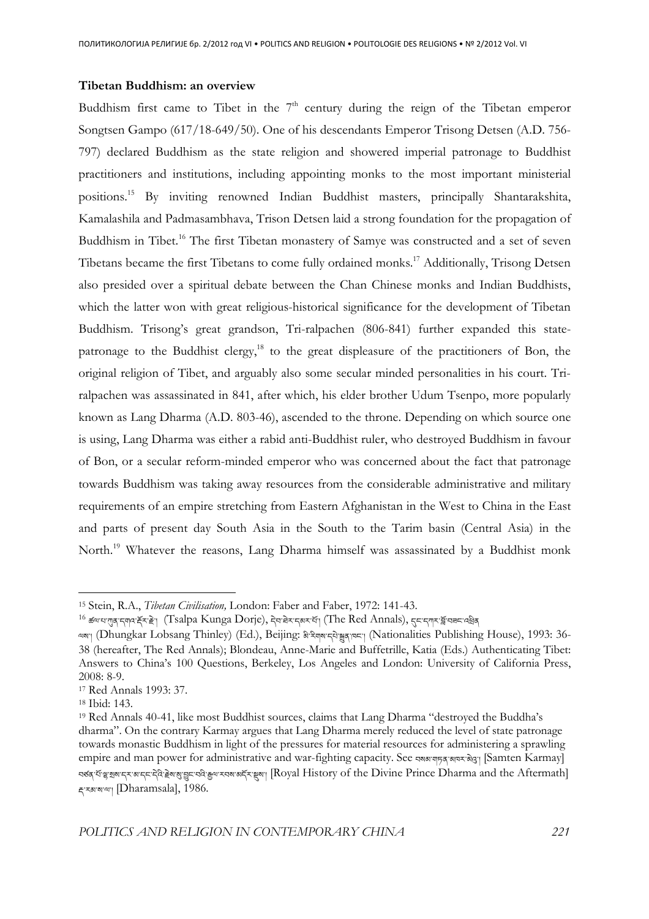**Tibetan Buddhism: an overview**

Buddhism first came to Tibet in the 7$^{th}$ century during the reign of the Tibetan emperor Songtsen Gampo (617/18-649/50). One of his descendants Emperor Trisong Detsen (A.D. 756-797) declared Buddhism as the state religion and showered imperial patronage to Buddhist practitioners and institutions, including appointing monks to the most important ministerial positions.[15] By inviting renowned Indian Buddhist masters, principally Shantarakshita, Kamalashila and Padmasambhava, Trison Detsen laid a strong foundation for the propagation of Buddhism in Tibet.[16] The first Tibetan monastery of Samye was constructed and a set of seven Tibetans became the first Tibetans to come fully ordained monks.[17] Additionally, Trisong Detsen also presided over a spiritual debate between the Chan Chinese monks and Indian Buddhists, which the latter won with great religious-historical significance for the development of Tibetan Buddhism. Trisong's great grandson, Tri-ralpachen (806-841) further expanded this state-patronage to the Buddhist clergy,[18] to the great displeasure of the practitioners of Bon, the original religion of Tibet, and arguably also some secular minded personalities in his court. Tri-ralpachen was assassinated in 841, after which, his elder brother Udum Tsenpo, more popularly known as Lang Dharma (A.D. 803-46), ascended to the throne. Depending on which source one is using, Lang Dharma was either a rabid anti-Buddhist ruler, who destroyed Buddhism in favour of Bon, or a secular reform-minded emperor who was concerned about the fact that patronage towards Buddhism was taking away resources from the considerable administrative and military requirements of an empire stretching from Eastern Afghanistan in the West to China in the East and parts of present day South Asia in the South to the Tarim basin (Central Asia) in the North.[19] Whatever the reasons, Lang Dharma himself was assassinated by a Buddhist monk

---

[15] Stein, R.A., *Tibetan Civilisation,* London: Faber and Faber, 1972: 141-43.

[16] ཚལ་པ་ཀུན་དགའ་རྡོར་རྗེ། (Tsalpa Kunga Dorje), དེབ་ཐེར་དམར་པོ། (The Red Annals), དུང་དཀར་བློ་བཟང་འཕྲིན་ལས། (Dhungkar Lobsang Thinley) (Ed.), Beijing: མི་རིགས་དཔེ་སྐྲུན་ཁང་། (Nationalities Publishing House), 1993: 36-38 (hereafter, The Red Annals); Blondeau, Anne-Marie and Buffetrille, Katia (Eds.) Authenticating Tibet: Answers to China's 100 Questions, Berkeley, Los Angeles and London: University of California Press, 2008: 8-9.

[17] Red Annals 1993: 37.

[18] Ibid: 143.

[19] Red Annals 40-41, like most Buddhist sources, claims that Lang Dharma "destroyed the Buddha's dharma". On the contrary Karmay argues that Lang Dharma merely reduced the level of state patronage towards monastic Buddhism in light of the pressures for material resources for administering a sprawling empire and man power for administrative and war-fighting capacity. See བསམ་གཏན་མཁར་མེ་། [Samten Karmay] བཙན་པོ་ལྷ་སྲས་དར་མ་དང་དེའི་རྗེས་སུ་བྱུང་བའི་རྒྱལ་རབས་མདོར་བསྡུས། [Royal History of the Divine Prince Dharma and the Aftermath] ཛ་རམ་ས་ལ། [Dharamsala], 1986.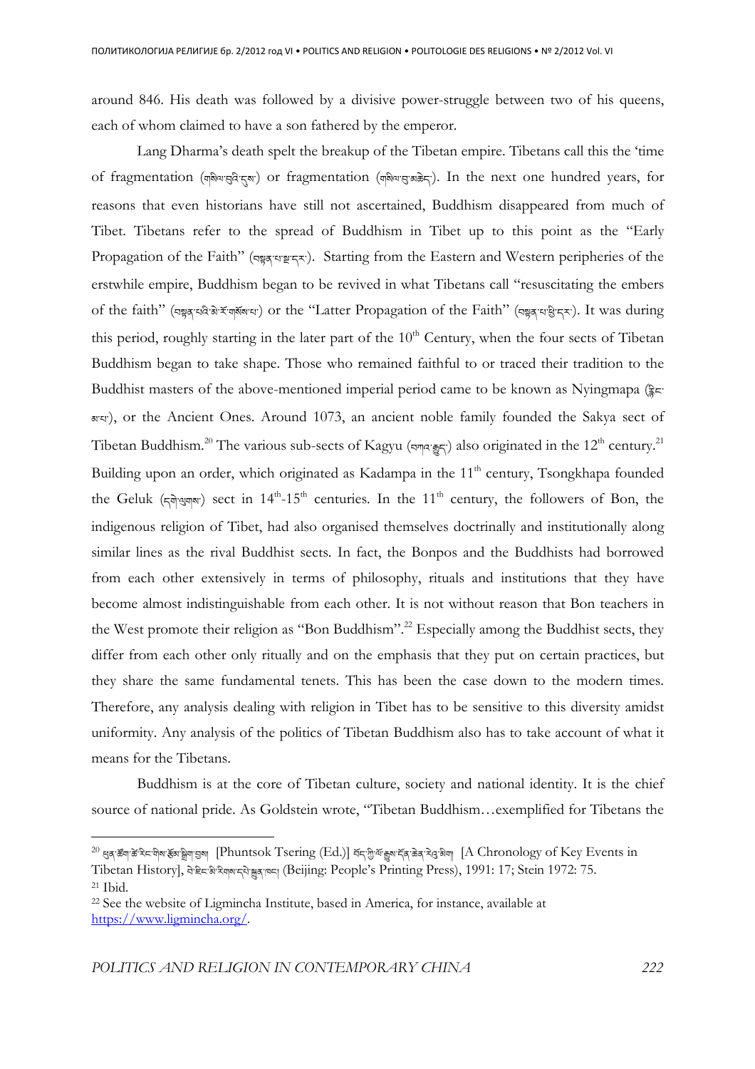around 846. His death was followed by a divisive power-struggle between two of his queens, each of whom claimed to have a son fathered by the emperor.

Lang Dharma's death spelt the breakup of the Tibetan empire. Tibetans call this the 'time of fragmentation (གསིལ་བུའི་དུས་) or fragmentation (གསིལ་བུ་ཆེན་). In the next one hundred years, for reasons that even historians have still not ascertained, Buddhism disappeared from much of Tibet. Tibetans refer to the spread of Buddhism in Tibet up to this point as the "Early Propagation of the Faith" (བསྟན་པ་སྔ་དར་). Starting from the Eastern and Western peripheries of the erstwhile empire, Buddhism began to be revived in what Tibetans call "resuscitating the embers of the faith" (བསྟན་པའི་མེ་རོ་གསོས་པ་) or the "Latter Propagation of the Faith" (བསྟན་པ་ཕྱི་དར་). It was during this period, roughly starting in the later part of the 10th Century, when the four sects of Tibetan Buddhism began to take shape. Those who remained faithful to or traced their tradition to the Buddhist masters of the above-mentioned imperial period came to be known as Nyingmapa (རྙིང་མ་པ་), or the Ancient Ones. Around 1073, an ancient noble family founded the Sakya sect of Tibetan Buddhism.[20] The various sub-sects of Kagyu (བཀའ་བརྒྱུད་) also originated in the 12th century.[21] Building upon an order, which originated as Kadampa in the 11th century, Tsongkhapa founded the Geluk (དགེ་ལུགས་) sect in 14th-15th centuries. In the 11th century, the followers of Bon, the indigenous religion of Tibet, had also organised themselves doctrinally and institutionally along similar lines as the rival Buddhist sects. In fact, the Bonpos and the Buddhists had borrowed from each other extensively in terms of philosophy, rituals and institutions that they have become almost indistinguishable from each other. It is not without reason that Bon teachers in the West promote their religion as "Bon Buddhism".[22] Especially among the Buddhist sects, they differ from each other only ritually and on the emphasis that they put on certain practices, but they share the same fundamental tenets. This has been the case down to the modern times. Therefore, any analysis dealing with religion in Tibet has to be sensitive to this diversity amidst uniformity. Any analysis of the politics of Tibetan Buddhism also has to take account of what it means for the Tibetans.

Buddhism is at the core of Tibetan culture, society and national identity. It is the chief source of national pride. As Goldstein wrote, "Tibetan Buddhism…exemplified for Tibetans the

---

[20] ཕུན་ཚོགས་ཚེ་རིང་གིས་རྩོམ་སྒྲིག་བྱས། [Phuntsok Tsering (Ed.)] བོད་ཀྱི་ལོ་རྒྱུས་དོན་ཆེན་རེའུ་མིག [A Chronology of Key Events in Tibetan History], མི་རིགས་དཔེ་སྐྲུན་ཁང་། (Beijing: People's Printing Press), 1991: 17; Stein 1972: 75.

[21] Ibid.

[22] See the website of Ligmincha Institute, based in America, for instance, available at https://www.ligmincha.org/.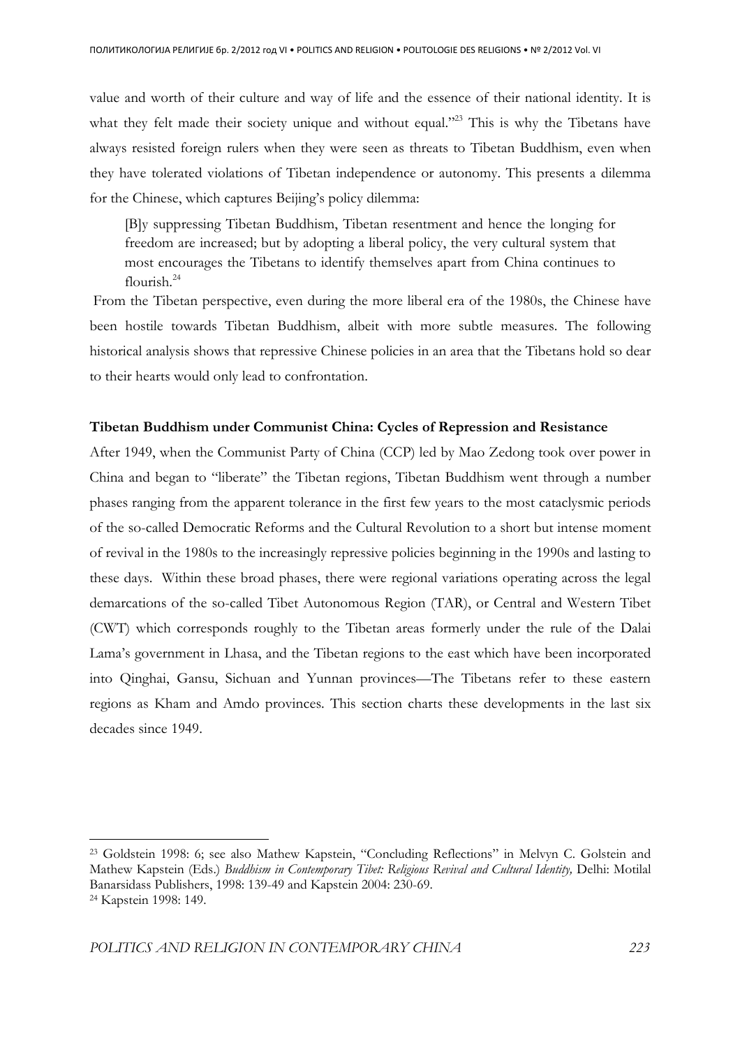value and worth of their culture and way of life and the essence of their national identity. It is what they felt made their society unique and without equal."[23] This is why the Tibetans have always resisted foreign rulers when they were seen as threats to Tibetan Buddhism, even when they have tolerated violations of Tibetan independence or autonomy. This presents a dilemma for the Chinese, which captures Beijing's policy dilemma:

> [B]y suppressing Tibetan Buddhism, Tibetan resentment and hence the longing for freedom are increased; but by adopting a liberal policy, the very cultural system that most encourages the Tibetans to identify themselves apart from China continues to flourish.[24]

From the Tibetan perspective, even during the more liberal era of the 1980s, the Chinese have been hostile towards Tibetan Buddhism, albeit with more subtle measures. The following historical analysis shows that repressive Chinese policies in an area that the Tibetans hold so dear to their hearts would only lead to confrontation.

**Tibetan Buddhism under Communist China: Cycles of Repression and Resistance**

After 1949, when the Communist Party of China (CCP) led by Mao Zedong took over power in China and began to "liberate" the Tibetan regions, Tibetan Buddhism went through a number phases ranging from the apparent tolerance in the first few years to the most cataclysmic periods of the so-called Democratic Reforms and the Cultural Revolution to a short but intense moment of revival in the 1980s to the increasingly repressive policies beginning in the 1990s and lasting to these days. Within these broad phases, there were regional variations operating across the legal demarcations of the so-called Tibet Autonomous Region (TAR), or Central and Western Tibet (CWT) which corresponds roughly to the Tibetan areas formerly under the rule of the Dalai Lama's government in Lhasa, and the Tibetan regions to the east which have been incorporated into Qinghai, Gansu, Sichuan and Yunnan provinces—The Tibetans refer to these eastern regions as Kham and Amdo provinces. This section charts these developments in the last six decades since 1949.

---

[23] Goldstein 1998: 6; see also Mathew Kapstein, "Concluding Reflections" in Melvyn C. Golstein and Mathew Kapstein (Eds.) *Buddhism in Contemporary Tibet: Religious Revival and Cultural Identity,* Delhi: Motilal Banarsidass Publishers, 1998: 139-49 and Kapstein 2004: 230-69.

[24] Kapstein 1998: 149.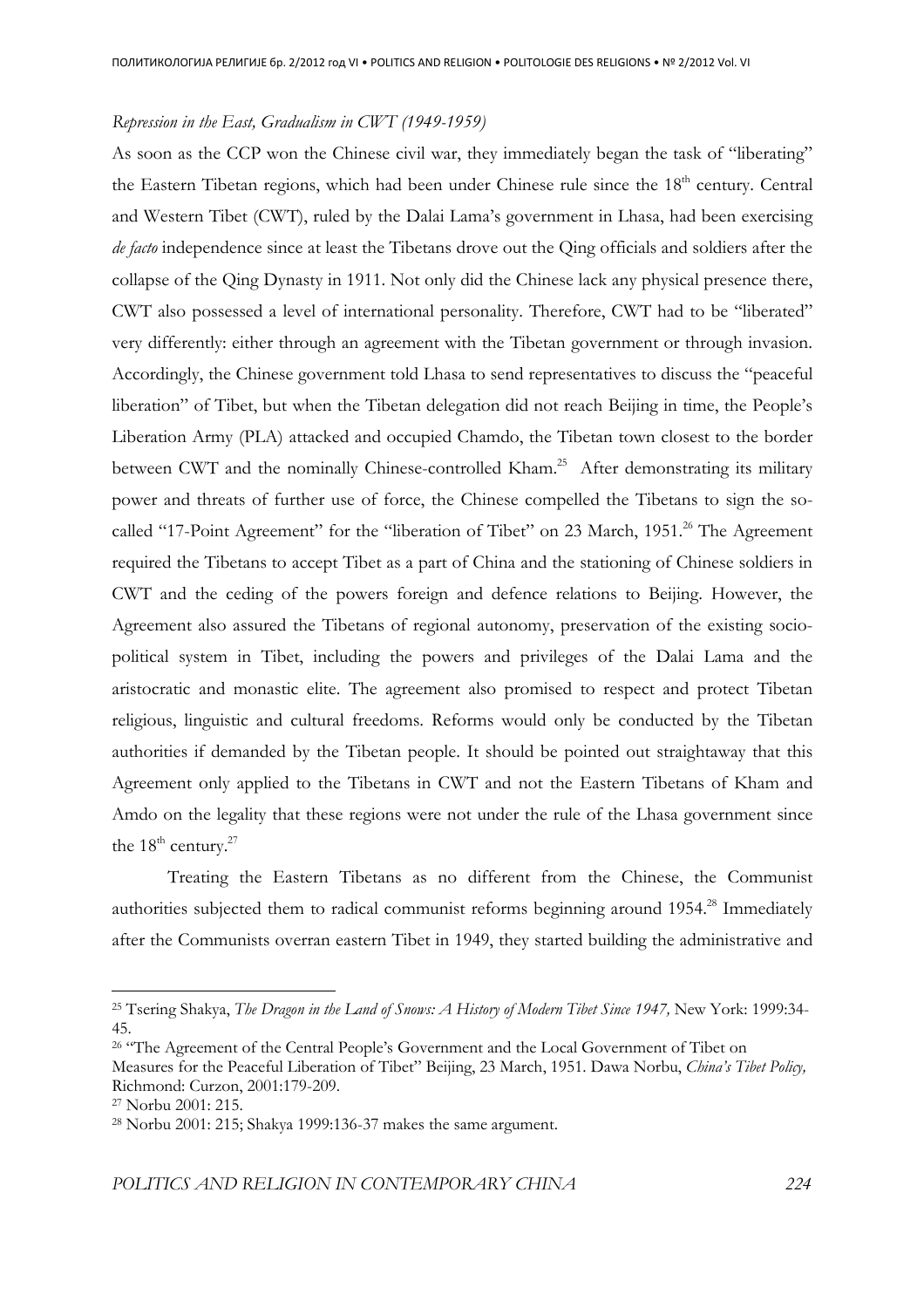*Repression in the East, Gradualism in CWT (1949-1959)*

As soon as the CCP won the Chinese civil war, they immediately began the task of "liberating" the Eastern Tibetan regions, which had been under Chinese rule since the 18th century. Central and Western Tibet (CWT), ruled by the Dalai Lama's government in Lhasa, had been exercising *de facto* independence since at least the Tibetans drove out the Qing officials and soldiers after the collapse of the Qing Dynasty in 1911. Not only did the Chinese lack any physical presence there, CWT also possessed a level of international personality. Therefore, CWT had to be "liberated" very differently: either through an agreement with the Tibetan government or through invasion. Accordingly, the Chinese government told Lhasa to send representatives to discuss the "peaceful liberation" of Tibet, but when the Tibetan delegation did not reach Beijing in time, the People's Liberation Army (PLA) attacked and occupied Chamdo, the Tibetan town closest to the border between CWT and the nominally Chinese-controlled Kham.[25] After demonstrating its military power and threats of further use of force, the Chinese compelled the Tibetans to sign the so-called "17-Point Agreement" for the "liberation of Tibet" on 23 March, 1951.[26] The Agreement required the Tibetans to accept Tibet as a part of China and the stationing of Chinese soldiers in CWT and the ceding of the powers foreign and defence relations to Beijing. However, the Agreement also assured the Tibetans of regional autonomy, preservation of the existing socio-political system in Tibet, including the powers and privileges of the Dalai Lama and the aristocratic and monastic elite. The agreement also promised to respect and protect Tibetan religious, linguistic and cultural freedoms. Reforms would only be conducted by the Tibetan authorities if demanded by the Tibetan people. It should be pointed out straightaway that this Agreement only applied to the Tibetans in CWT and not the Eastern Tibetans of Kham and Amdo on the legality that these regions were not under the rule of the Lhasa government since the 18th century.[27]

Treating the Eastern Tibetans as no different from the Chinese, the Communist authorities subjected them to radical communist reforms beginning around 1954.[28] Immediately after the Communists overran eastern Tibet in 1949, they started building the administrative and

---

[25] Tsering Shakya, *The Dragon in the Land of Snows: A History of Modern Tibet Since 1947,* New York: 1999:34-45.

[26] "The Agreement of the Central People's Government and the Local Government of Tibet on Measures for the Peaceful Liberation of Tibet" Beijing, 23 March, 1951. Dawa Norbu, *China's Tibet Policy,* Richmond: Curzon, 2001:179-209.

[27] Norbu 2001: 215.

[28] Norbu 2001: 215; Shakya 1999:136-37 makes the same argument.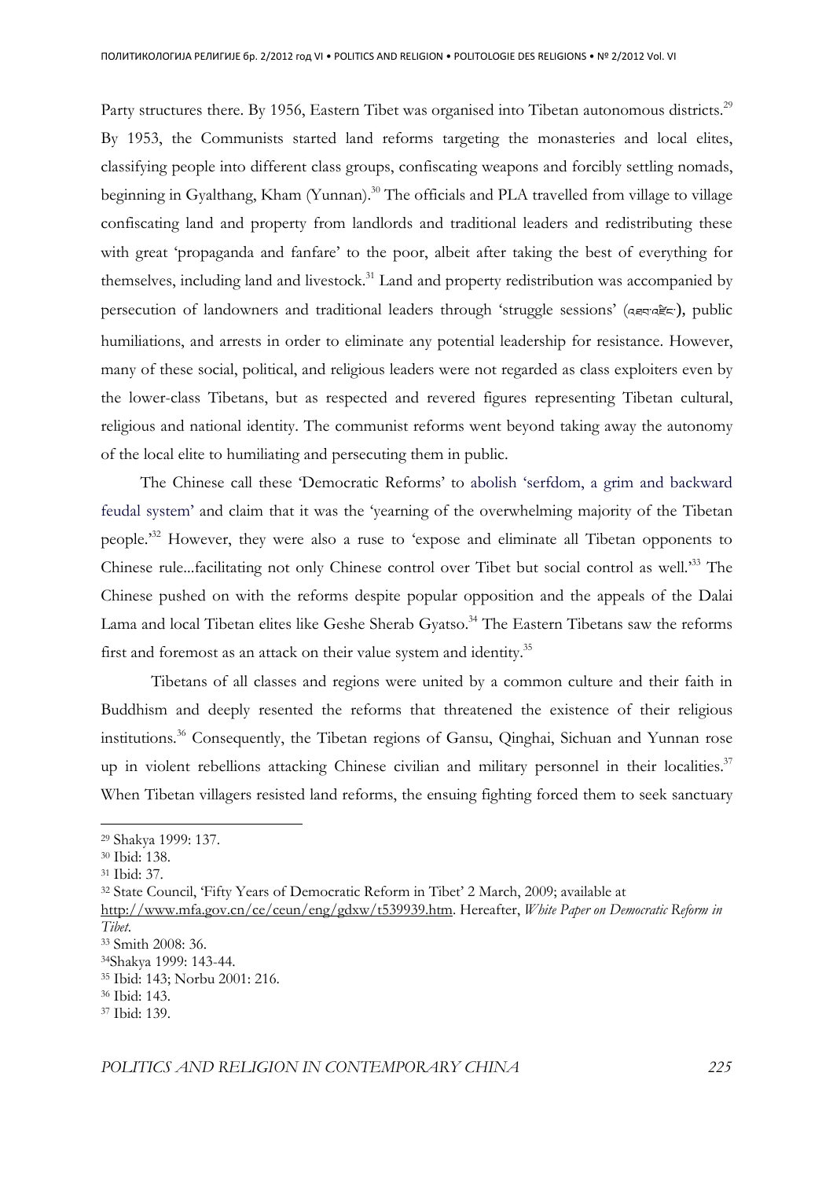Party structures there. By 1956, Eastern Tibet was organised into Tibetan autonomous districts.[29] By 1953, the Communists started land reforms targeting the monasteries and local elites, classifying people into different class groups, confiscating weapons and forcibly settling nomads, beginning in Gyalthang, Kham (Yunnan).[30] The officials and PLA travelled from village to village confiscating land and property from landlords and traditional leaders and redistributing these with great 'propaganda and fanfare' to the poor, albeit after taking the best of everything for themselves, including land and livestock.[31] Land and property redistribution was accompanied by persecution of landowners and traditional leaders through 'struggle sessions' (འཐབ་འཛིང་), public humiliations, and arrests in order to eliminate any potential leadership for resistance. However, many of these social, political, and religious leaders were not regarded as class exploiters even by the lower-class Tibetans, but as respected and revered figures representing Tibetan cultural, religious and national identity. The communist reforms went beyond taking away the autonomy of the local elite to humiliating and persecuting them in public.

The Chinese call these 'Democratic Reforms' to abolish 'serfdom, a grim and backward feudal system' and claim that it was the 'yearning of the overwhelming majority of the Tibetan people.'[32] However, they were also a ruse to 'expose and eliminate all Tibetan opponents to Chinese rule...facilitating not only Chinese control over Tibet but social control as well.'[33] The Chinese pushed on with the reforms despite popular opposition and the appeals of the Dalai Lama and local Tibetan elites like Geshe Sherab Gyatso.[34] The Eastern Tibetans saw the reforms first and foremost as an attack on their value system and identity.[35]

Tibetans of all classes and regions were united by a common culture and their faith in Buddhism and deeply resented the reforms that threatened the existence of their religious institutions.[36] Consequently, the Tibetan regions of Gansu, Qinghai, Sichuan and Yunnan rose up in violent rebellions attacking Chinese civilian and military personnel in their localities.[37] When Tibetan villagers resisted land reforms, the ensuing fighting forced them to seek sanctuary

---

[29] Shakya 1999: 137.
[30] Ibid: 138.
[31] Ibid: 37.
[32] State Council, 'Fifty Years of Democratic Reform in Tibet' 2 March, 2009; available at http://www.mfa.gov.cn/ce/ceun/eng/gdxw/t539939.htm. Hereafter, *White Paper on Democratic Reform in Tibet*.
[33] Smith 2008: 36.
[34] Shakya 1999: 143-44.
[35] Ibid: 143; Norbu 2001: 216.
[36] Ibid: 143.
[37] Ibid: 139.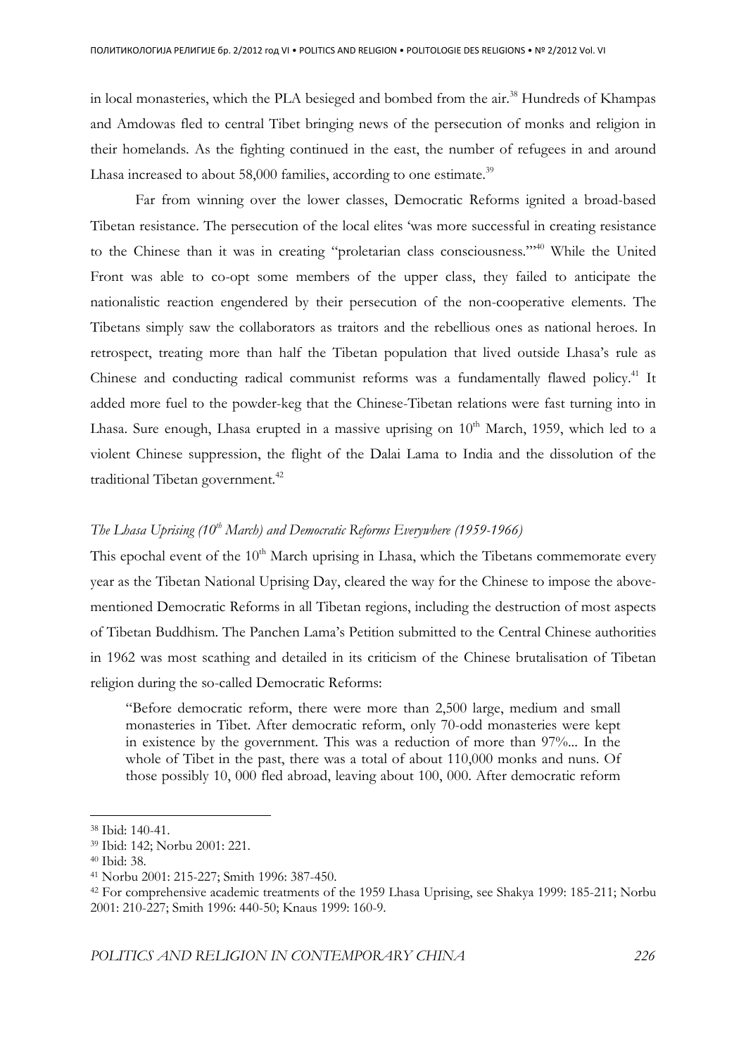in local monasteries, which the PLA besieged and bombed from the air.[38] Hundreds of Khampas and Amdowas fled to central Tibet bringing news of the persecution of monks and religion in their homelands. As the fighting continued in the east, the number of refugees in and around Lhasa increased to about 58,000 families, according to one estimate.[39]

Far from winning over the lower classes, Democratic Reforms ignited a broad-based Tibetan resistance. The persecution of the local elites 'was more successful in creating resistance to the Chinese than it was in creating "proletarian class consciousness."'[40] While the United Front was able to co-opt some members of the upper class, they failed to anticipate the nationalistic reaction engendered by their persecution of the non-cooperative elements. The Tibetans simply saw the collaborators as traitors and the rebellious ones as national heroes. In retrospect, treating more than half the Tibetan population that lived outside Lhasa's rule as Chinese and conducting radical communist reforms was a fundamentally flawed policy.[41] It added more fuel to the powder-keg that the Chinese-Tibetan relations were fast turning into in Lhasa. Sure enough, Lhasa erupted in a massive uprising on 10th March, 1959, which led to a violent Chinese suppression, the flight of the Dalai Lama to India and the dissolution of the traditional Tibetan government.[42]

### *The Lhasa Uprising (10th March) and Democratic Reforms Everywhere (1959-1966)*

This epochal event of the 10th March uprising in Lhasa, which the Tibetans commemorate every year as the Tibetan National Uprising Day, cleared the way for the Chinese to impose the above-mentioned Democratic Reforms in all Tibetan regions, including the destruction of most aspects of Tibetan Buddhism. The Panchen Lama's Petition submitted to the Central Chinese authorities in 1962 was most scathing and detailed in its criticism of the Chinese brutalisation of Tibetan religion during the so-called Democratic Reforms:

> "Before democratic reform, there were more than 2,500 large, medium and small monasteries in Tibet. After democratic reform, only 70-odd monasteries were kept in existence by the government. This was a reduction of more than 97%... In the whole of Tibet in the past, there was a total of about 110,000 monks and nuns. Of those possibly 10, 000 fled abroad, leaving about 100, 000. After democratic reform

---

[38] Ibid: 140-41.

[39] Ibid: 142; Norbu 2001: 221.

[40] Ibid: 38.

[41] Norbu 2001: 215-227; Smith 1996: 387-450.

[42] For comprehensive academic treatments of the 1959 Lhasa Uprising, see Shakya 1999: 185-211; Norbu 2001: 210-227; Smith 1996: 440-50; Knaus 1999: 160-9.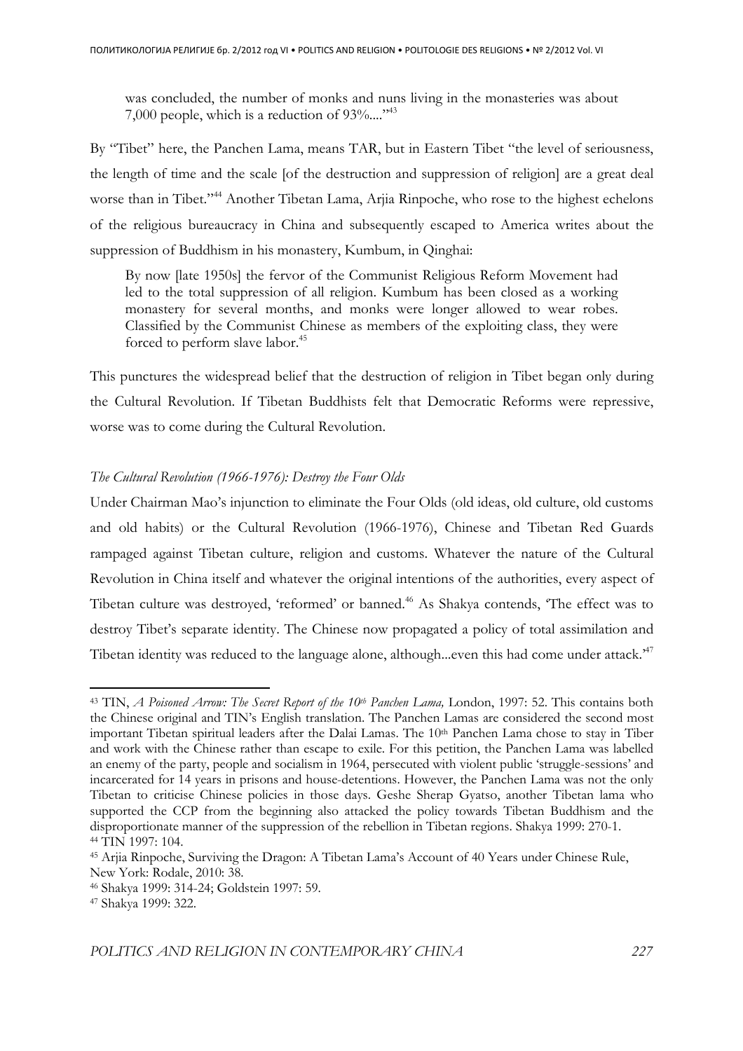> was concluded, the number of monks and nuns living in the monasteries was about 7,000 people, which is a reduction of 93%....”[43]

By “Tibet” here, the Panchen Lama, means TAR, but in Eastern Tibet “the level of seriousness, the length of time and the scale [of the destruction and suppression of religion] are a great deal worse than in Tibet.”[44] Another Tibetan Lama, Arjia Rinpoche, who rose to the highest echelons of the religious bureaucracy in China and subsequently escaped to America writes about the suppression of Buddhism in his monastery, Kumbum, in Qinghai:

> By now [late 1950s] the fervor of the Communist Religious Reform Movement had led to the total suppression of all religion. Kumbum has been closed as a working monastery for several months, and monks were longer allowed to wear robes. Classified by the Communist Chinese as members of the exploiting class, they were forced to perform slave labor.[45]

This punctures the widespread belief that the destruction of religion in Tibet began only during the Cultural Revolution. If Tibetan Buddhists felt that Democratic Reforms were repressive, worse was to come during the Cultural Revolution.

*The Cultural Revolution (1966-1976): Destroy the Four Olds*

Under Chairman Mao’s injunction to eliminate the Four Olds (old ideas, old culture, old customs and old habits) or the Cultural Revolution (1966-1976), Chinese and Tibetan Red Guards rampaged against Tibetan culture, religion and customs. Whatever the nature of the Cultural Revolution in China itself and whatever the original intentions of the authorities, every aspect of Tibetan culture was destroyed, ‘reformed’ or banned.[46] As Shakya contends, ‘The effect was to destroy Tibet’s separate identity. The Chinese now propagated a policy of total assimilation and Tibetan identity was reduced to the language alone, although...even this had come under attack.’[47]

---

[43] TIN, *A Poisoned Arrow: The Secret Report of the 10th Panchen Lama,* London, 1997: 52. This contains both the Chinese original and TIN’s English translation. The Panchen Lamas are considered the second most important Tibetan spiritual leaders after the Dalai Lamas. The 10th Panchen Lama chose to stay in Tiber and work with the Chinese rather than escape to exile. For this petition, the Panchen Lama was labelled an enemy of the party, people and socialism in 1964, persecuted with violent public ‘struggle-sessions’ and incarcerated for 14 years in prisons and house-detentions. However, the Panchen Lama was not the only Tibetan to criticise Chinese policies in those days. Geshe Sherap Gyatso, another Tibetan lama who supported the CCP from the beginning also attacked the policy towards Tibetan Buddhism and the disproportionate manner of the suppression of the rebellion in Tibetan regions. Shakya 1999: 270-1.

[44] TIN 1997: 104.

[45] Arjia Rinpoche, Surviving the Dragon: A Tibetan Lama’s Account of 40 Years under Chinese Rule, New York: Rodale, 2010: 38.

[46] Shakya 1999: 314-24; Goldstein 1997: 59.

[47] Shakya 1999: 322.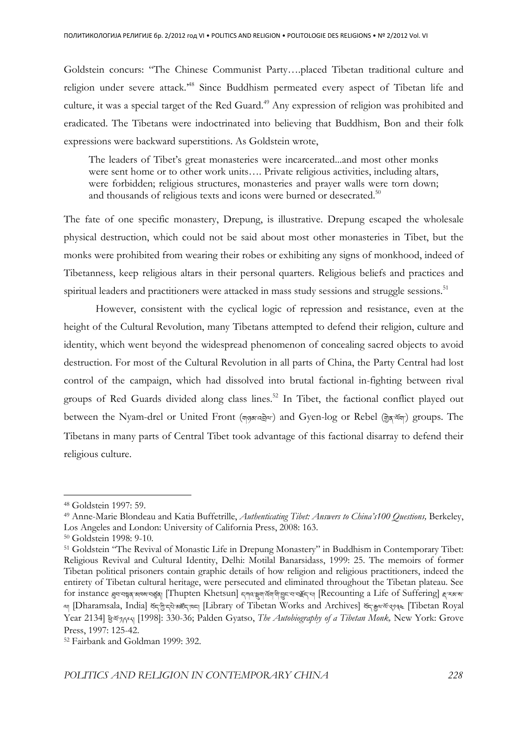Goldstein concurs: "The Chinese Communist Party….placed Tibetan traditional culture and religion under severe attack."[48] Since Buddhism permeated every aspect of Tibetan life and culture, it was a special target of the Red Guard.[49] Any expression of religion was prohibited and eradicated. The Tibetans were indoctrinated into believing that Buddhism, Bon and their folk expressions were backward superstitions. As Goldstein wrote,

> The leaders of Tibet's great monasteries were incarcerated...and most other monks were sent home or to other work units…. Private religious activities, including altars, were forbidden; religious structures, monasteries and prayer walls were torn down; and thousands of religious texts and icons were burned or desecrated.[50]

The fate of one specific monastery, Drepung, is illustrative. Drepung escaped the wholesale physical destruction, which could not be said about most other monasteries in Tibet, but the monks were prohibited from wearing their robes or exhibiting any signs of monkhood, indeed of Tibetanness, keep religious altars in their personal quarters. Religious beliefs and practices and spiritual leaders and practitioners were attacked in mass study sessions and struggle sessions.[51]

However, consistent with the cyclical logic of repression and resistance, even at the height of the Cultural Revolution, many Tibetans attempted to defend their religion, culture and identity, which went beyond the widespread phenomenon of concealing sacred objects to avoid destruction. For most of the Cultural Revolution in all parts of China, the Party Central had lost control of the campaign, which had dissolved into brutal factional in-fighting between rival groups of Red Guards divided along class lines.[52] In Tibet, the factional conflict played out between the Nyam-drel or United Front (གཉམ་འབྲེལ་) and Gyen-log or Rebel (གྱེན་ལོག་) groups. The Tibetans in many parts of Central Tibet took advantage of this factional disarray to defend their religious culture.

---

[48] Goldstein 1997: 59.

[49] Anne-Marie Blondeau and Katia Buffetrille, *Authenticating Tibet: Answers to China's100 Questions,* Berkeley, Los Angeles and London: University of California Press, 2008: 163.

[50] Goldstein 1998: 9-10.

[51] Goldstein "The Revival of Monastic Life in Drepung Monastery" in Buddhism in Contemporary Tibet: Religious Revival and Cultural Identity, Delhi: Motilal Banarsidass, 1999: 25. The memoirs of former Tibetan political prisoners contain graphic details of how religion and religious practitioners, indeed the entirety of Tibetan cultural heritage, were persecuted and eliminated throughout the Tibetan plateau. See for instance ཐུབ་བསྟན་མཁས་བཙུན། [Thupten Khetsun] དཀའ་སྡུག་འོག་གི་བྱུང་བ་བརྗོད་པ། [Recounting a Life of Suffering] ཛ་རམ་ས་ལ། [Dharamsala, India] བོད་ཀྱི་དཔེ་མཛོད་ཁང་། [Library of Tibetan Works and Archives] བོད་རྒྱལ་ལོ་༢༡༣༤ [Tibetan Royal Year 2134] ཕྱི་ལོ་༡༩༩༨། [1998]: 330-36; Palden Gyatso, *The Autobiography of a Tibetan Monk,* New York: Grove Press, 1997: 125-42.

[52] Fairbank and Goldman 1999: 392.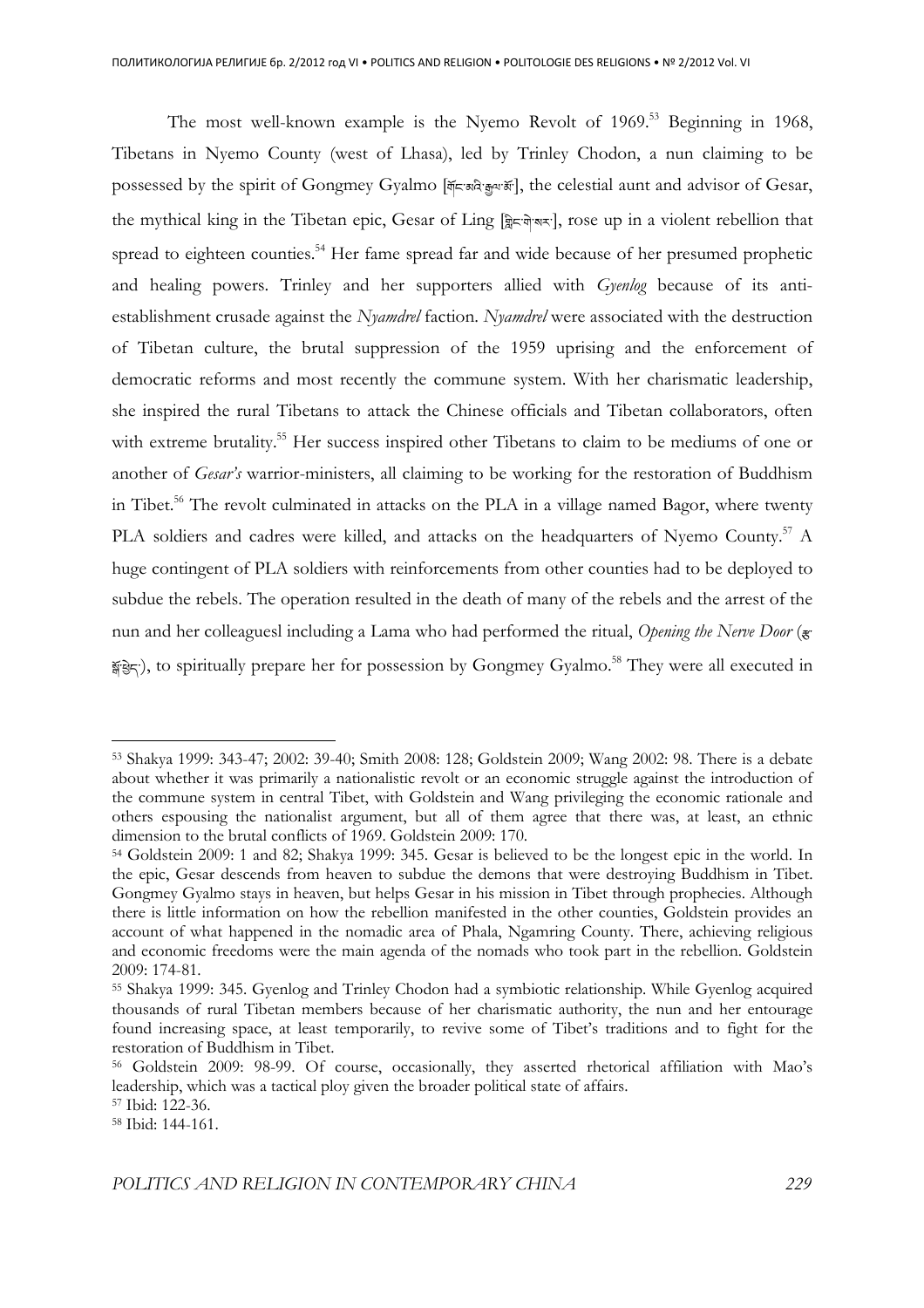The most well-known example is the Nyemo Revolt of 1969.[53] Beginning in 1968, Tibetans in Nyemo County (west of Lhasa), led by Trinley Chodon, a nun claiming to be possessed by the spirit of Gongmey Gyalmo [གོང་མའི་རྒྱལ་མོ], the celestial aunt and advisor of Gesar, the mythical king in the Tibetan epic, Gesar of Ling [གླིང་གེ་སར་], rose up in a violent rebellion that spread to eighteen counties.[54] Her fame spread far and wide because of her presumed prophetic and healing powers. Trinley and her supporters allied with *Gyenlog* because of its anti-establishment crusade against the *Nyamdrel* faction. *Nyamdrel* were associated with the destruction of Tibetan culture, the brutal suppression of the 1959 uprising and the enforcement of democratic reforms and most recently the commune system. With her charismatic leadership, she inspired the rural Tibetans to attack the Chinese officials and Tibetan collaborators, often with extreme brutality.[55] Her success inspired other Tibetans to claim to be mediums of one or another of *Gesar's* warrior-ministers, all claiming to be working for the restoration of Buddhism in Tibet.[56] The revolt culminated in attacks on the PLA in a village named Bagor, where twenty PLA soldiers and cadres were killed, and attacks on the headquarters of Nyemo County.[57] A huge contingent of PLA soldiers with reinforcements from other counties had to be deployed to subdue the rebels. The operation resulted in the death of many of the rebels and the arrest of the nun and her colleaguesl including a Lama who had performed the ritual, *Opening the Nerve Door* (རྩ་སྒོ་ཕྱེད་), to spiritually prepare her for possession by Gongmey Gyalmo.[58] They were all executed in

---

[53] Shakya 1999: 343-47; 2002: 39-40; Smith 2008: 128; Goldstein 2009; Wang 2002: 98. There is a debate about whether it was primarily a nationalistic revolt or an economic struggle against the introduction of the commune system in central Tibet, with Goldstein and Wang privileging the economic rationale and others espousing the nationalist argument, but all of them agree that there was, at least, an ethnic dimension to the brutal conflicts of 1969. Goldstein 2009: 170.

[54] Goldstein 2009: 1 and 82; Shakya 1999: 345. Gesar is believed to be the longest epic in the world. In the epic, Gesar descends from heaven to subdue the demons that were destroying Buddhism in Tibet. Gongmey Gyalmo stays in heaven, but helps Gesar in his mission in Tibet through prophecies. Although there is little information on how the rebellion manifested in the other counties, Goldstein provides an account of what happened in the nomadic area of Phala, Ngamring County. There, achieving religious and economic freedoms were the main agenda of the nomads who took part in the rebellion. Goldstein 2009: 174-81.

[55] Shakya 1999: 345. Gyenlog and Trinley Chodon had a symbiotic relationship. While Gyenlog acquired thousands of rural Tibetan members because of her charismatic authority, the nun and her entourage found increasing space, at least temporarily, to revive some of Tibet's traditions and to fight for the restoration of Buddhism in Tibet.

[56] Goldstein 2009: 98-99. Of course, occasionally, they asserted rhetorical affiliation with Mao's leadership, which was a tactical ploy given the broader political state of affairs.

[57] Ibid: 122-36.

[58] Ibid: 144-161.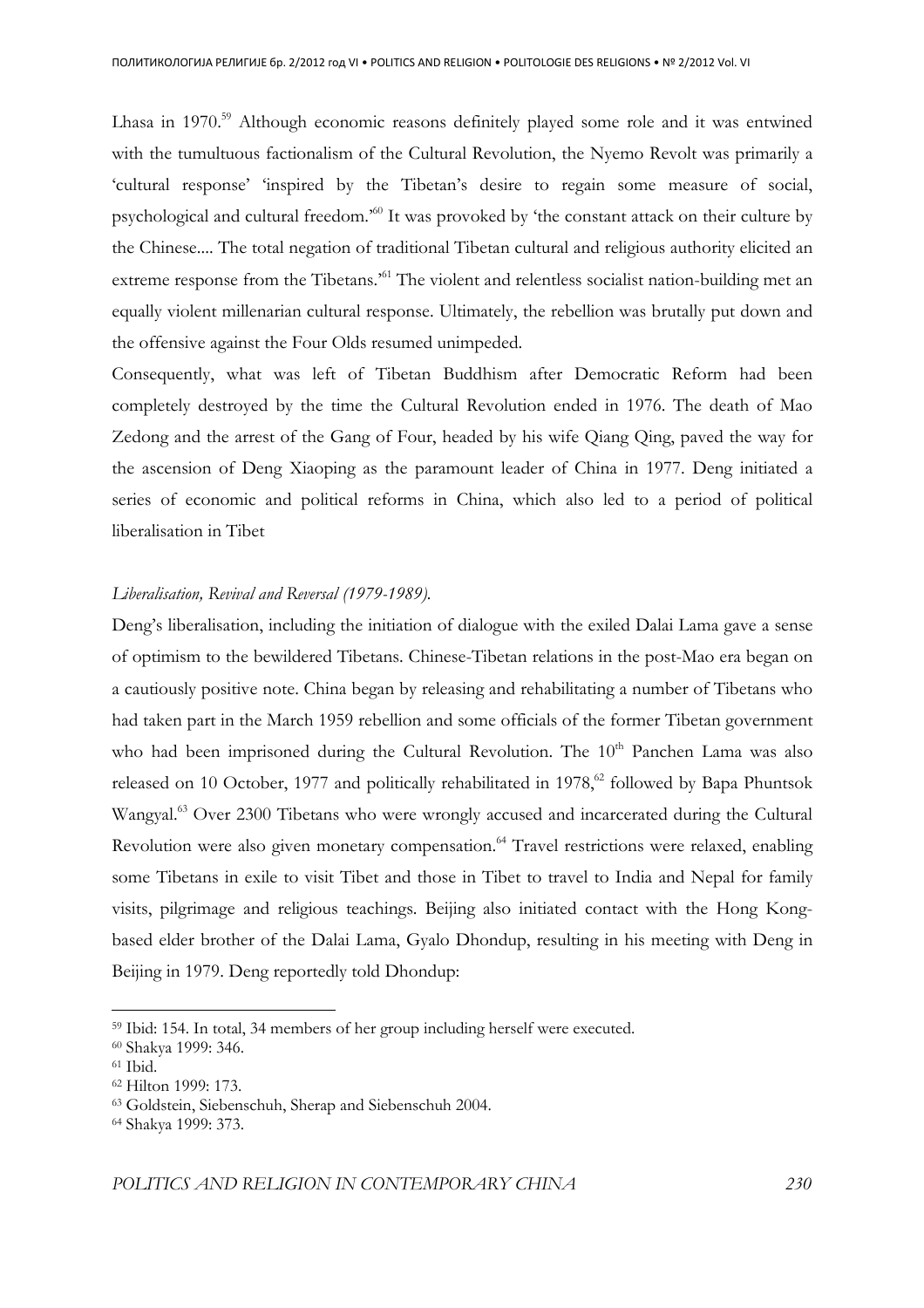Lhasa in 1970.[59] Although economic reasons definitely played some role and it was entwined with the tumultuous factionalism of the Cultural Revolution, the Nyemo Revolt was primarily a 'cultural response' 'inspired by the Tibetan's desire to regain some measure of social, psychological and cultural freedom.'[60] It was provoked by 'the constant attack on their culture by the Chinese.... The total negation of traditional Tibetan cultural and religious authority elicited an extreme response from the Tibetans.'[61] The violent and relentless socialist nation-building met an equally violent millenarian cultural response. Ultimately, the rebellion was brutally put down and the offensive against the Four Olds resumed unimpeded.

Consequently, what was left of Tibetan Buddhism after Democratic Reform had been completely destroyed by the time the Cultural Revolution ended in 1976. The death of Mao Zedong and the arrest of the Gang of Four, headed by his wife Qiang Qing, paved the way for the ascension of Deng Xiaoping as the paramount leader of China in 1977. Deng initiated a series of economic and political reforms in China, which also led to a period of political liberalisation in Tibet

*Liberalisation, Revival and Reversal (1979-1989).*

Deng's liberalisation, including the initiation of dialogue with the exiled Dalai Lama gave a sense of optimism to the bewildered Tibetans. Chinese-Tibetan relations in the post-Mao era began on a cautiously positive note. China began by releasing and rehabilitating a number of Tibetans who had taken part in the March 1959 rebellion and some officials of the former Tibetan government who had been imprisoned during the Cultural Revolution. The 10th Panchen Lama was also released on 10 October, 1977 and politically rehabilitated in 1978,[62] followed by Bapa Phuntsok Wangyal.[63] Over 2300 Tibetans who were wrongly accused and incarcerated during the Cultural Revolution were also given monetary compensation.[64] Travel restrictions were relaxed, enabling some Tibetans in exile to visit Tibet and those in Tibet to travel to India and Nepal for family visits, pilgrimage and religious teachings. Beijing also initiated contact with the Hong Kong-based elder brother of the Dalai Lama, Gyalo Dhondup, resulting in his meeting with Deng in Beijing in 1979. Deng reportedly told Dhondup:

---

[59] Ibid: 154. In total, 34 members of her group including herself were executed.

[60] Shakya 1999: 346.

[61] Ibid.

[62] Hilton 1999: 173.

[63] Goldstein, Siebenschuh, Sherap and Siebenschuh 2004.

[64] Shakya 1999: 373.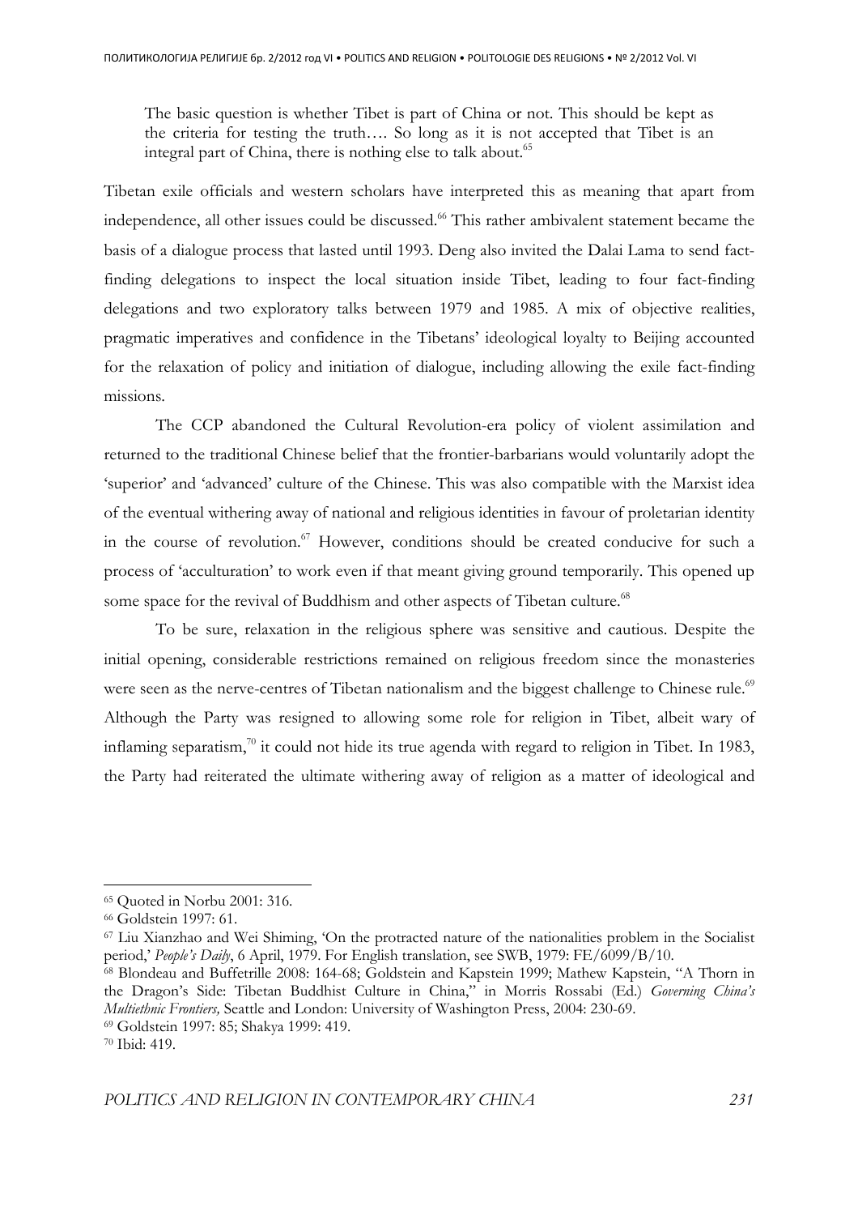> The basic question is whether Tibet is part of China or not. This should be kept as the criteria for testing the truth…. So long as it is not accepted that Tibet is an integral part of China, there is nothing else to talk about.[65]

Tibetan exile officials and western scholars have interpreted this as meaning that apart from independence, all other issues could be discussed.[66] This rather ambivalent statement became the basis of a dialogue process that lasted until 1993. Deng also invited the Dalai Lama to send fact-finding delegations to inspect the local situation inside Tibet, leading to four fact-finding delegations and two exploratory talks between 1979 and 1985. A mix of objective realities, pragmatic imperatives and confidence in the Tibetans' ideological loyalty to Beijing accounted for the relaxation of policy and initiation of dialogue, including allowing the exile fact-finding missions.

The CCP abandoned the Cultural Revolution-era policy of violent assimilation and returned to the traditional Chinese belief that the frontier-barbarians would voluntarily adopt the 'superior' and 'advanced' culture of the Chinese. This was also compatible with the Marxist idea of the eventual withering away of national and religious identities in favour of proletarian identity in the course of revolution.[67] However, conditions should be created conducive for such a process of 'acculturation' to work even if that meant giving ground temporarily. This opened up some space for the revival of Buddhism and other aspects of Tibetan culture.[68]

To be sure, relaxation in the religious sphere was sensitive and cautious. Despite the initial opening, considerable restrictions remained on religious freedom since the monasteries were seen as the nerve-centres of Tibetan nationalism and the biggest challenge to Chinese rule.[69] Although the Party was resigned to allowing some role for religion in Tibet, albeit wary of inflaming separatism,[70] it could not hide its true agenda with regard to religion in Tibet. In 1983, the Party had reiterated the ultimate withering away of religion as a matter of ideological and

---

[65] Quoted in Norbu 2001: 316.

[66] Goldstein 1997: 61.

[67] Liu Xianzhao and Wei Shiming, 'On the protracted nature of the nationalities problem in the Socialist period,' *People's Daily*, 6 April, 1979. For English translation, see SWB, 1979: FE/6099/B/10.

[68] Blondeau and Buffetrille 2008: 164-68; Goldstein and Kapstein 1999; Mathew Kapstein, "A Thorn in the Dragon's Side: Tibetan Buddhist Culture in China," in Morris Rossabi (Ed.) *Governing China's Multiethnic Frontiers,* Seattle and London: University of Washington Press, 2004: 230-69.

[69] Goldstein 1997: 85; Shakya 1999: 419.

[70] Ibid: 419.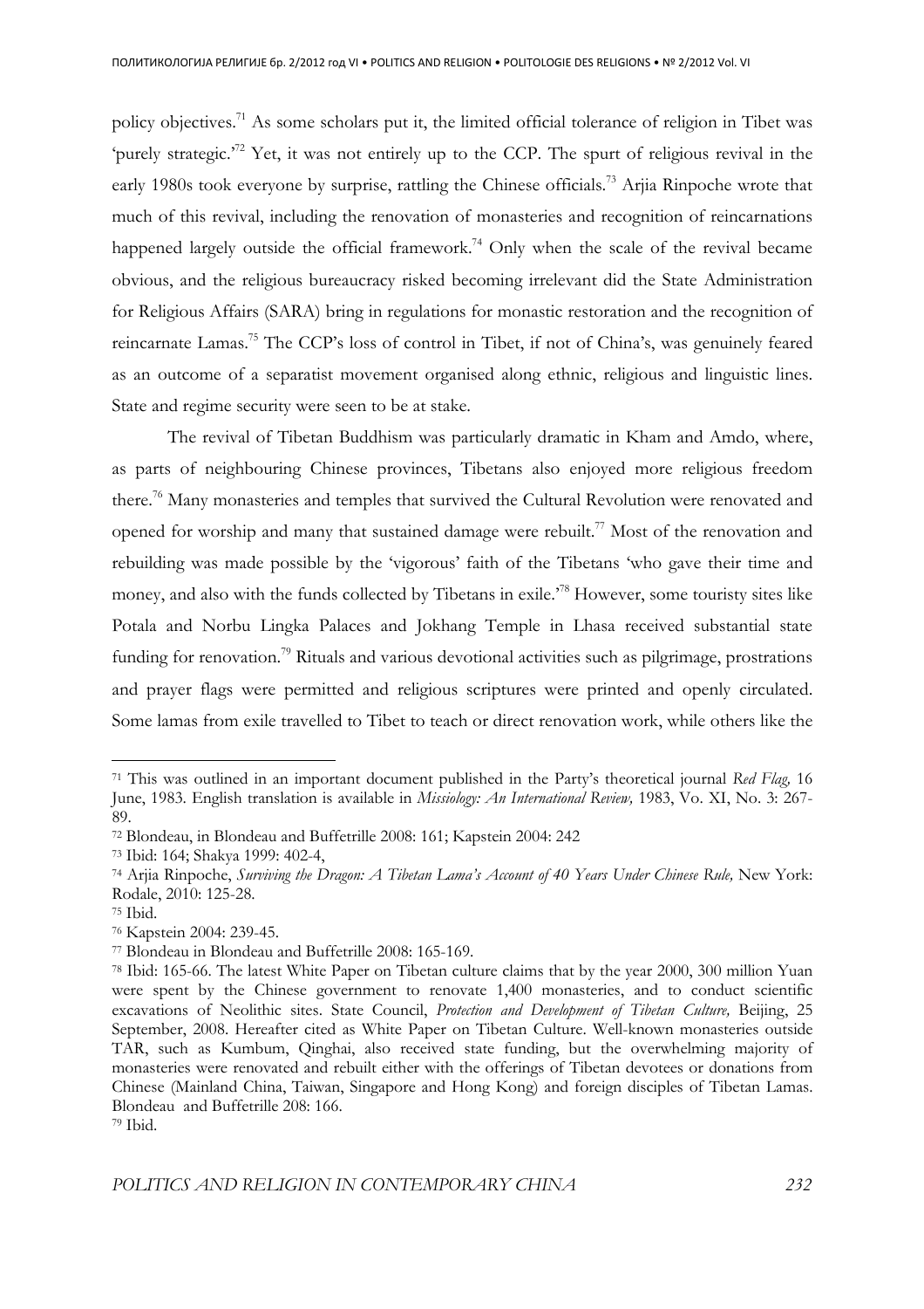policy objectives.[71] As some scholars put it, the limited official tolerance of religion in Tibet was 'purely strategic.'[72] Yet, it was not entirely up to the CCP. The spurt of religious revival in the early 1980s took everyone by surprise, rattling the Chinese officials.[73] Arjia Rinpoche wrote that much of this revival, including the renovation of monasteries and recognition of reincarnations happened largely outside the official framework.[74] Only when the scale of the revival became obvious, and the religious bureaucracy risked becoming irrelevant did the State Administration for Religious Affairs (SARA) bring in regulations for monastic restoration and the recognition of reincarnate Lamas.[75] The CCP's loss of control in Tibet, if not of China's, was genuinely feared as an outcome of a separatist movement organised along ethnic, religious and linguistic lines. State and regime security were seen to be at stake.

The revival of Tibetan Buddhism was particularly dramatic in Kham and Amdo, where, as parts of neighbouring Chinese provinces, Tibetans also enjoyed more religious freedom there.[76] Many monasteries and temples that survived the Cultural Revolution were renovated and opened for worship and many that sustained damage were rebuilt.[77] Most of the renovation and rebuilding was made possible by the 'vigorous' faith of the Tibetans 'who gave their time and money, and also with the funds collected by Tibetans in exile.'[78] However, some touristy sites like Potala and Norbu Lingka Palaces and Jokhang Temple in Lhasa received substantial state funding for renovation.[79] Rituals and various devotional activities such as pilgrimage, prostrations and prayer flags were permitted and religious scriptures were printed and openly circulated. Some lamas from exile travelled to Tibet to teach or direct renovation work, while others like the

---

[71] This was outlined in an important document published in the Party's theoretical journal *Red Flag,* 16 June, 1983. English translation is available in *Missiology: An International Review,* 1983, Vo. XI, No. 3: 267-89.

[72] Blondeau, in Blondeau and Buffetrille 2008: 161; Kapstein 2004: 242

[73] Ibid: 164; Shakya 1999: 402-4,

[74] Arjia Rinpoche, *Surviving the Dragon: A Tibetan Lama's Account of 40 Years Under Chinese Rule,* New York: Rodale, 2010: 125-28.

[75] Ibid.

[76] Kapstein 2004: 239-45.

[77] Blondeau in Blondeau and Buffetrille 2008: 165-169.

[78] Ibid: 165-66. The latest White Paper on Tibetan culture claims that by the year 2000, 300 million Yuan were spent by the Chinese government to renovate 1,400 monasteries, and to conduct scientific excavations of Neolithic sites. State Council, *Protection and Development of Tibetan Culture,* Beijing, 25 September, 2008. Hereafter cited as White Paper on Tibetan Culture. Well-known monasteries outside TAR, such as Kumbum, Qinghai, also received state funding, but the overwhelming majority of monasteries were renovated and rebuilt either with the offerings of Tibetan devotees or donations from Chinese (Mainland China, Taiwan, Singapore and Hong Kong) and foreign disciples of Tibetan Lamas. Blondeau and Buffetrille 208: 166.

[79] Ibid.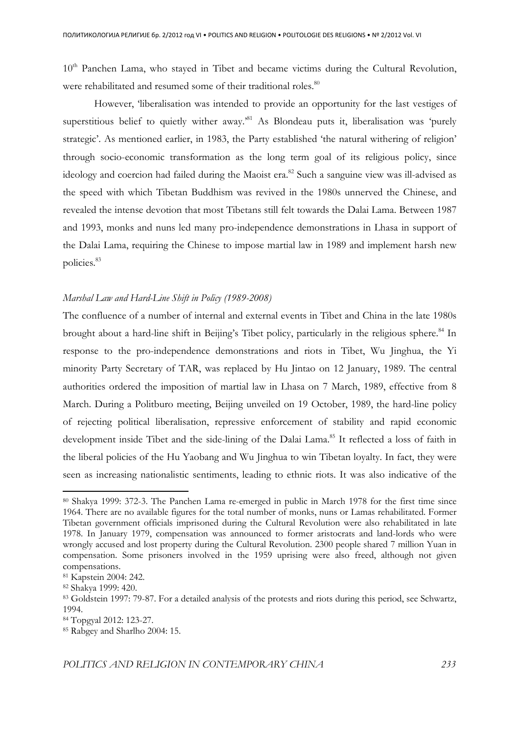10th Panchen Lama, who stayed in Tibet and became victims during the Cultural Revolution, were rehabilitated and resumed some of their traditional roles.[80]

However, 'liberalisation was intended to provide an opportunity for the last vestiges of superstitious belief to quietly wither away.'[81] As Blondeau puts it, liberalisation was 'purely strategic'. As mentioned earlier, in 1983, the Party established 'the natural withering of religion' through socio-economic transformation as the long term goal of its religious policy, since ideology and coercion had failed during the Maoist era.[82] Such a sanguine view was ill-advised as the speed with which Tibetan Buddhism was revived in the 1980s unnerved the Chinese, and revealed the intense devotion that most Tibetans still felt towards the Dalai Lama. Between 1987 and 1993, monks and nuns led many pro-independence demonstrations in Lhasa in support of the Dalai Lama, requiring the Chinese to impose martial law in 1989 and implement harsh new policies.[83]

*Marshal Law and Hard-Line Shift in Policy (1989-2008)*

The confluence of a number of internal and external events in Tibet and China in the late 1980s brought about a hard-line shift in Beijing's Tibet policy, particularly in the religious sphere.[84] In response to the pro-independence demonstrations and riots in Tibet, Wu Jinghua, the Yi minority Party Secretary of TAR, was replaced by Hu Jintao on 12 January, 1989. The central authorities ordered the imposition of martial law in Lhasa on 7 March, 1989, effective from 8 March. During a Politburo meeting, Beijing unveiled on 19 October, 1989, the hard-line policy of rejecting political liberalisation, repressive enforcement of stability and rapid economic development inside Tibet and the side-lining of the Dalai Lama.[85] It reflected a loss of faith in the liberal policies of the Hu Yaobang and Wu Jinghua to win Tibetan loyalty. In fact, they were seen as increasing nationalistic sentiments, leading to ethnic riots. It was also indicative of the

---

[80] Shakya 1999: 372-3. The Panchen Lama re-emerged in public in March 1978 for the first time since 1964. There are no available figures for the total number of monks, nuns or Lamas rehabilitated. Former Tibetan government officials imprisoned during the Cultural Revolution were also rehabilitated in late 1978. In January 1979, compensation was announced to former aristocrats and land-lords who were wrongly accused and lost property during the Cultural Revolution. 2300 people shared 7 million Yuan in compensation. Some prisoners involved in the 1959 uprising were also freed, although not given compensations.

[81] Kapstein 2004: 242.

[82] Shakya 1999: 420.

[83] Goldstein 1997: 79-87. For a detailed analysis of the protests and riots during this period, see Schwartz, 1994.

[84] Topgyal 2012: 123-27.

[85] Rabgey and Sharlho 2004: 15.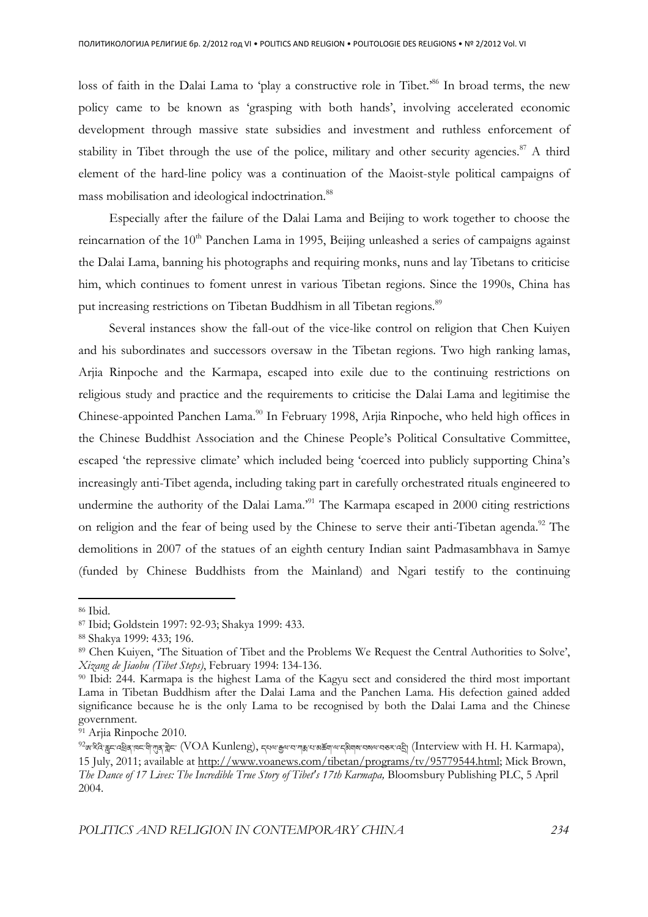loss of faith in the Dalai Lama to 'play a constructive role in Tibet.'[86] In broad terms, the new policy came to be known as 'grasping with both hands', involving accelerated economic development through massive state subsidies and investment and ruthless enforcement of stability in Tibet through the use of the police, military and other security agencies.[87] A third element of the hard-line policy was a continuation of the Maoist-style political campaigns of mass mobilisation and ideological indoctrination.[88]

Especially after the failure of the Dalai Lama and Beijing to work together to choose the reincarnation of the 10th Panchen Lama in 1995, Beijing unleashed a series of campaigns against the Dalai Lama, banning his photographs and requiring monks, nuns and lay Tibetans to criticise him, which continues to foment unrest in various Tibetan regions. Since the 1990s, China has put increasing restrictions on Tibetan Buddhism in all Tibetan regions.[89]

Several instances show the fall-out of the vice-like control on religion that Chen Kuiyen and his subordinates and successors oversaw in the Tibetan regions. Two high ranking lamas, Arjia Rinpoche and the Karmapa, escaped into exile due to the continuing restrictions on religious study and practice and the requirements to criticise the Dalai Lama and legitimise the Chinese-appointed Panchen Lama.[90] In February 1998, Arjia Rinpoche, who held high offices in the Chinese Buddhist Association and the Chinese People's Political Consultative Committee, escaped 'the repressive climate' which included being 'coerced into publicly supporting China's increasingly anti-Tibet agenda, including taking part in carefully orchestrated rituals engineered to undermine the authority of the Dalai Lama.'[91] The Karmapa escaped in 2000 citing restrictions on religion and the fear of being used by the Chinese to serve their anti-Tibetan agenda.[92] The demolitions in 2007 of the statues of an eighth century Indian saint Padmasambhava in Samye (funded by Chinese Buddhists from the Mainland) and Ngari testify to the continuing

---

[86] Ibid.

[87] Ibid; Goldstein 1997: 92-93; Shakya 1999: 433.

[88] Shakya 1999: 433; 196.

[89] Chen Kuiyen, 'The Situation of Tibet and the Problems We Request the Central Authorities to Solve', *Xizang de Jiaobu (Tibet Steps)*, February 1994: 134-136.

[90] Ibid: 244. Karmapa is the highest Lama of the Kagyu sect and considered the third most important Lama in Tibetan Buddhism after the Dalai Lama and the Panchen Lama. His defection gained added significance because he is the only Lama to be recognised by both the Dalai Lama and the Chinese government.

[91] Arjia Rinpoche 2010.

[92] ཨ་རིའི་རླུང་འཕྲིན་ཁང་གི་ཀུན་གླེང་ (VOA Kunleng), དཔལ་རྒྱལ་བ་ཀརྨ་པ་མཆོག་ལ་དམིགས་བསལ་བཅར་འདྲི། (Interview with H. H. Karmapa), 15 July, 2011; available at http://www.voanews.com/tibetan/programs/tv/95779544.html; Mick Brown, *The Dance of 17 Lives: The Incredible True Story of Tibet's 17th Karmapa,* Bloomsbury Publishing PLC, 5 April 2004.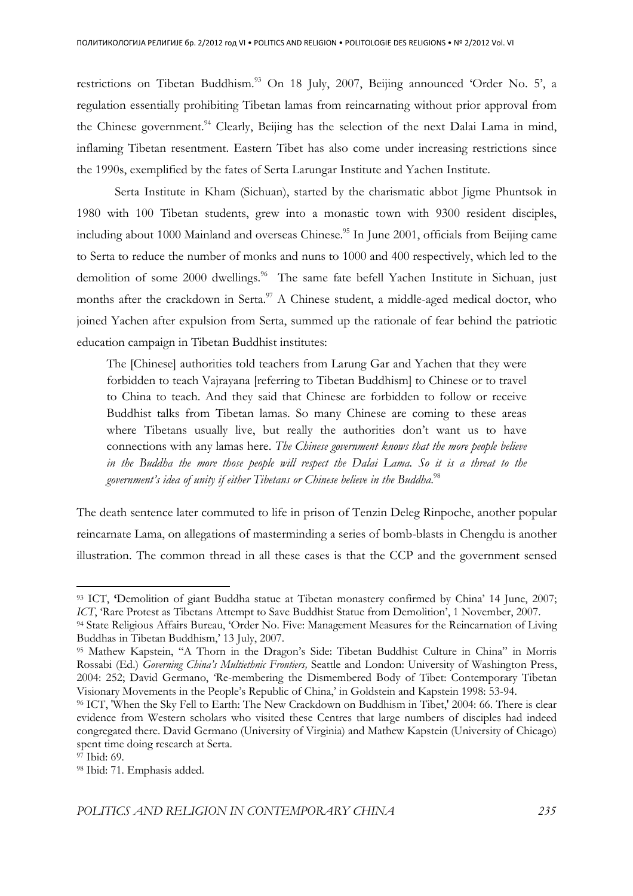restrictions on Tibetan Buddhism.[93] On 18 July, 2007, Beijing announced 'Order No. 5', a regulation essentially prohibiting Tibetan lamas from reincarnating without prior approval from the Chinese government.[94] Clearly, Beijing has the selection of the next Dalai Lama in mind, inflaming Tibetan resentment. Eastern Tibet has also come under increasing restrictions since the 1990s, exemplified by the fates of Serta Larungar Institute and Yachen Institute.

Serta Institute in Kham (Sichuan), started by the charismatic abbot Jigme Phuntsok in 1980 with 100 Tibetan students, grew into a monastic town with 9300 resident disciples, including about 1000 Mainland and overseas Chinese.[95] In June 2001, officials from Beijing came to Serta to reduce the number of monks and nuns to 1000 and 400 respectively, which led to the demolition of some 2000 dwellings.[96] The same fate befell Yachen Institute in Sichuan, just months after the crackdown in Serta.[97] A Chinese student, a middle-aged medical doctor, who joined Yachen after expulsion from Serta, summed up the rationale of fear behind the patriotic education campaign in Tibetan Buddhist institutes:

> The [Chinese] authorities told teachers from Larung Gar and Yachen that they were forbidden to teach Vajrayana [referring to Tibetan Buddhism] to Chinese or to travel to China to teach. And they said that Chinese are forbidden to follow or receive Buddhist talks from Tibetan lamas. So many Chinese are coming to these areas where Tibetans usually live, but really the authorities don't want us to have connections with any lamas here. *The Chinese government knows that the more people believe in the Buddha the more those people will respect the Dalai Lama. So it is a threat to the government's idea of unity if either Tibetans or Chinese believe in the Buddha.*[98]

The death sentence later commuted to life in prison of Tenzin Deleg Rinpoche, another popular reincarnate Lama, on allegations of masterminding a series of bomb-blasts in Chengdu is another illustration. The common thread in all these cases is that the CCP and the government sensed

---

[93] ICT, 'Demolition of giant Buddha statue at Tibetan monastery confirmed by China' 14 June, 2007; *ICT*, 'Rare Protest as Tibetans Attempt to Save Buddhist Statue from Demolition', 1 November, 2007.

[94] State Religious Affairs Bureau, 'Order No. Five: Management Measures for the Reincarnation of Living Buddhas in Tibetan Buddhism,' 13 July, 2007.

[95] Mathew Kapstein, "A Thorn in the Dragon's Side: Tibetan Buddhist Culture in China" in Morris Rossabi (Ed.) *Governing China's Multiethnic Frontiers,* Seattle and London: University of Washington Press, 2004: 252; David Germano, 'Re-membering the Dismembered Body of Tibet: Contemporary Tibetan Visionary Movements in the People's Republic of China,' in Goldstein and Kapstein 1998: 53-94.

[96] ICT, 'When the Sky Fell to Earth: The New Crackdown on Buddhism in Tibet,' 2004: 66. There is clear evidence from Western scholars who visited these Centres that large numbers of disciples had indeed congregated there. David Germano (University of Virginia) and Mathew Kapstein (University of Chicago) spent time doing research at Serta.

[97] Ibid: 69.

[98] Ibid: 71. Emphasis added.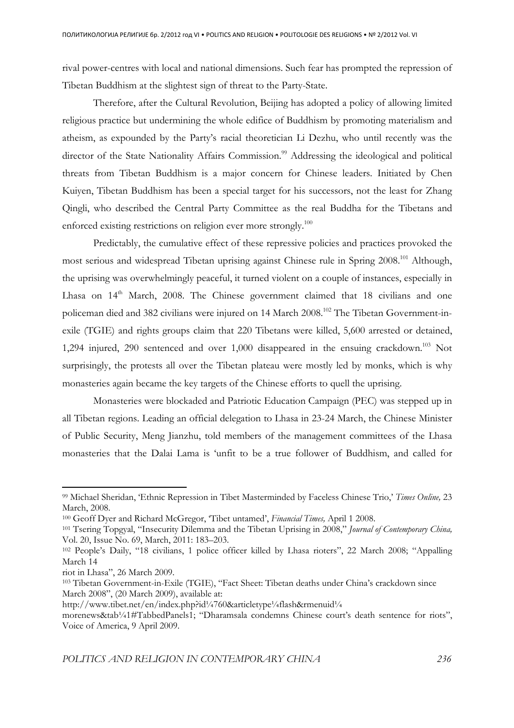rival power-centres with local and national dimensions. Such fear has prompted the repression of Tibetan Buddhism at the slightest sign of threat to the Party-State.

Therefore, after the Cultural Revolution, Beijing has adopted a policy of allowing limited religious practice but undermining the whole edifice of Buddhism by promoting materialism and atheism, as expounded by the Party's racial theoretician Li Dezhu, who until recently was the director of the State Nationality Affairs Commission.[99] Addressing the ideological and political threats from Tibetan Buddhism is a major concern for Chinese leaders. Initiated by Chen Kuiyen, Tibetan Buddhism has been a special target for his successors, not the least for Zhang Qingli, who described the Central Party Committee as the real Buddha for the Tibetans and enforced existing restrictions on religion ever more strongly.[100]

Predictably, the cumulative effect of these repressive policies and practices provoked the most serious and widespread Tibetan uprising against Chinese rule in Spring 2008.[101] Although, the uprising was overwhelmingly peaceful, it turned violent on a couple of instances, especially in Lhasa on 14th March, 2008. The Chinese government claimed that 18 civilians and one policeman died and 382 civilians were injured on 14 March 2008.[102] The Tibetan Government-in-exile (TGIE) and rights groups claim that 220 Tibetans were killed, 5,600 arrested or detained, 1,294 injured, 290 sentenced and over 1,000 disappeared in the ensuing crackdown.[103] Not surprisingly, the protests all over the Tibetan plateau were mostly led by monks, which is why monasteries again became the key targets of the Chinese efforts to quell the uprising.

Monasteries were blockaded and Patriotic Education Campaign (PEC) was stepped up in all Tibetan regions. Leading an official delegation to Lhasa in 23-24 March, the Chinese Minister of Public Security, Meng Jianzhu, told members of the management committees of the Lhasa monasteries that the Dalai Lama is 'unfit to be a true follower of Buddhism, and called for

---

99 Michael Sheridan, 'Ethnic Repression in Tibet Masterminded by Faceless Chinese Trio,' *Times Online,* 23 March, 2008.

100 Geoff Dyer and Richard McGregor, 'Tibet untamed', *Financial Times,* April 1 2008.

101 Tsering Topgyal, "Insecurity Dilemma and the Tibetan Uprising in 2008," *Journal of Contemporary China,* Vol. 20, Issue No. 69, March, 2011: 183–203.

102 People's Daily, "18 civilians, 1 police officer killed by Lhasa rioters", 22 March 2008; "Appalling March 14 riot in Lhasa", 26 March 2009.

103 Tibetan Government-in-Exile (TGIE), "Fact Sheet: Tibetan deaths under China's crackdown since March 2008", (20 March 2009), available at: http://www.tibet.net/en/index.php?id¼760&articletype¼flash&rmenuid¼morenews&tab¼1#TabbedPanels1; "Dharamsala condemns Chinese court's death sentence for riots", Voice of America, 9 April 2009.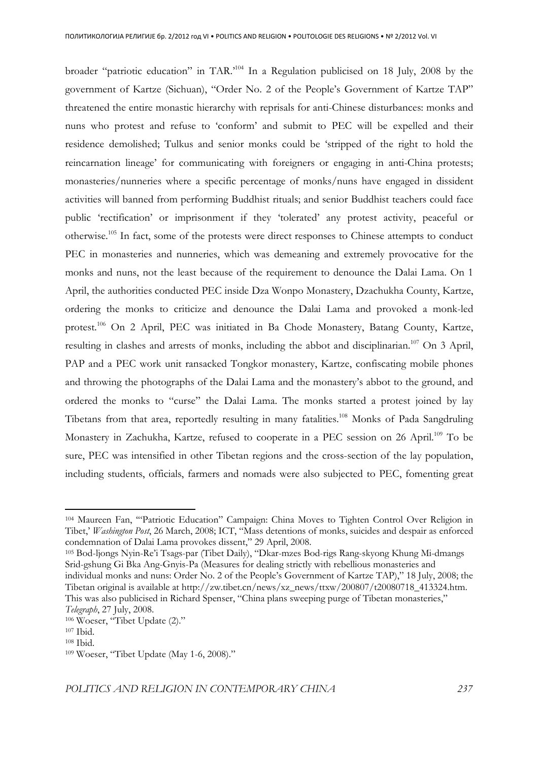broader "patriotic education" in TAR."[104] In a Regulation publicised on 18 July, 2008 by the government of Kartze (Sichuan), "Order No. 2 of the People's Government of Kartze TAP" threatened the entire monastic hierarchy with reprisals for anti-Chinese disturbances: monks and nuns who protest and refuse to 'conform' and submit to PEC will be expelled and their residence demolished; Tulkus and senior monks could be 'stripped of the right to hold the reincarnation lineage' for communicating with foreigners or engaging in anti-China protests; monasteries/nunneries where a specific percentage of monks/nuns have engaged in dissident activities will banned from performing Buddhist rituals; and senior Buddhist teachers could face public 'rectification' or imprisonment if they 'tolerated' any protest activity, peaceful or otherwise.[105] In fact, some of the protests were direct responses to Chinese attempts to conduct PEC in monasteries and nunneries, which was demeaning and extremely provocative for the monks and nuns, not the least because of the requirement to denounce the Dalai Lama. On 1 April, the authorities conducted PEC inside Dza Wonpo Monastery, Dzachukha County, Kartze, ordering the monks to criticize and denounce the Dalai Lama and provoked a monk-led protest.[106] On 2 April, PEC was initiated in Ba Chode Monastery, Batang County, Kartze, resulting in clashes and arrests of monks, including the abbot and disciplinarian.[107] On 3 April, PAP and a PEC work unit ransacked Tongkor monastery, Kartze, confiscating mobile phones and throwing the photographs of the Dalai Lama and the monastery's abbot to the ground, and ordered the monks to "curse" the Dalai Lama. The monks started a protest joined by lay Tibetans from that area, reportedly resulting in many fatalities.[108] Monks of Pada Sangdruling Monastery in Zachukha, Kartze, refused to cooperate in a PEC session on 26 April.[109] To be sure, PEC was intensified in other Tibetan regions and the cross-section of the lay population, including students, officials, farmers and nomads were also subjected to PEC, fomenting great

---

[104] Maureen Fan, "'Patriotic Education" Campaign: China Moves to Tighten Control Over Religion in Tibet,' *Washington Post*, 26 March, 2008; ICT, "Mass detentions of monks, suicides and despair as enforced condemnation of Dalai Lama provokes dissent," 29 April, 2008.

[105] Bod-ljongs Nyin-Re'i Tsags-par (Tibet Daily), "Dkar-mzes Bod-rigs Rang-skyong Khung Mi-dmangs Srid-gshung Gi Bka Ang-Gnyis-Pa (Measures for dealing strictly with rebellious monasteries and individual monks and nuns: Order No. 2 of the People's Government of Kartze TAP)," 18 July, 2008; the Tibetan original is available at http://zw.tibet.cn/news/xz_news/ttxw/200807/t20080718_413324.htm. This was also publicised in Richard Spenser, "China plans sweeping purge of Tibetan monasteries," *Telegraph*, 27 July, 2008.

[106] Woeser, "Tibet Update (2)."

[107] Ibid.

[108] Ibid.

[109] Woeser, "Tibet Update (May 1-6, 2008)."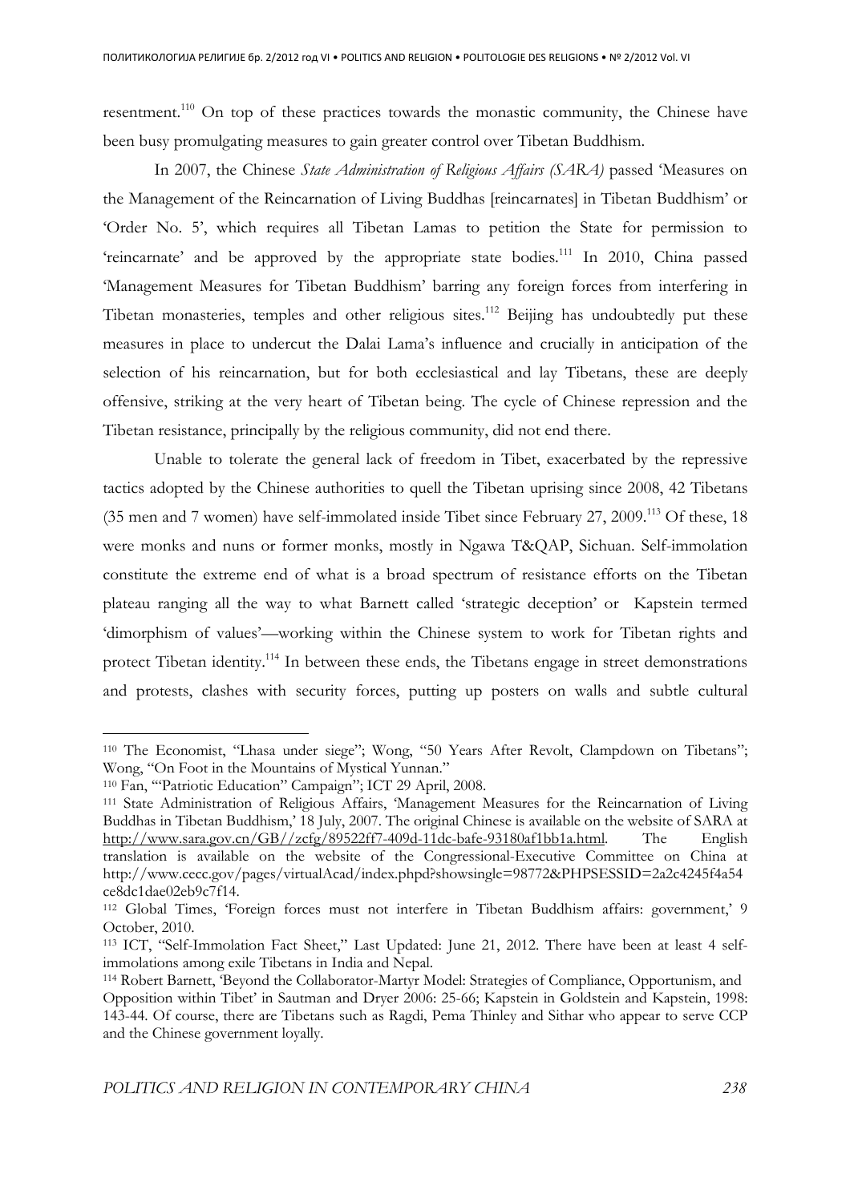resentment.[110] On top of these practices towards the monastic community, the Chinese have been busy promulgating measures to gain greater control over Tibetan Buddhism.

In 2007, the Chinese *State Administration of Religious Affairs (SARA)* passed 'Measures on the Management of the Reincarnation of Living Buddhas [reincarnates] in Tibetan Buddhism' or 'Order No. 5', which requires all Tibetan Lamas to petition the State for permission to 'reincarnate' and be approved by the appropriate state bodies.[111] In 2010, China passed 'Management Measures for Tibetan Buddhism' barring any foreign forces from interfering in Tibetan monasteries, temples and other religious sites.[112] Beijing has undoubtedly put these measures in place to undercut the Dalai Lama's influence and crucially in anticipation of the selection of his reincarnation, but for both ecclesiastical and lay Tibetans, these are deeply offensive, striking at the very heart of Tibetan being. The cycle of Chinese repression and the Tibetan resistance, principally by the religious community, did not end there.

Unable to tolerate the general lack of freedom in Tibet, exacerbated by the repressive tactics adopted by the Chinese authorities to quell the Tibetan uprising since 2008, 42 Tibetans (35 men and 7 women) have self-immolated inside Tibet since February 27, 2009.[113] Of these, 18 were monks and nuns or former monks, mostly in Ngawa T&QAP, Sichuan. Self-immolation constitute the extreme end of what is a broad spectrum of resistance efforts on the Tibetan plateau ranging all the way to what Barnett called 'strategic deception' or Kapstein termed 'dimorphism of values'—working within the Chinese system to work for Tibetan rights and protect Tibetan identity.[114] In between these ends, the Tibetans engage in street demonstrations and protests, clashes with security forces, putting up posters on walls and subtle cultural

---

[110] The Economist, "Lhasa under siege"; Wong, "50 Years After Revolt, Clampdown on Tibetans"; Wong, "On Foot in the Mountains of Mystical Yunnan."

[110] Fan, "'Patriotic Education" Campaign"; ICT 29 April, 2008.

[111] State Administration of Religious Affairs, 'Management Measures for the Reincarnation of Living Buddhas in Tibetan Buddhism,' 18 July, 2007. The original Chinese is available on the website of SARA at http://www.sara.gov.cn/GB//zcfg/89522ff7-409d-11dc-bafe-93180af1bb1a.html. The English translation is available on the website of the Congressional-Executive Committee on China at http://www.cecc.gov/pages/virtualAcad/index.phpd?showsingle=98772&PHPSESSID=2a2c4245f4a54ce8dc1dae02eb9c7f14.

[112] Global Times, 'Foreign forces must not interfere in Tibetan Buddhism affairs: government,' 9 October, 2010.

[113] ICT, "Self-Immolation Fact Sheet," Last Updated: June 21, 2012. There have been at least 4 self-immolations among exile Tibetans in India and Nepal.

[114] Robert Barnett, 'Beyond the Collaborator-Martyr Model: Strategies of Compliance, Opportunism, and Opposition within Tibet' in Sautman and Dryer 2006: 25-66; Kapstein in Goldstein and Kapstein, 1998: 143-44. Of course, there are Tibetans such as Ragdi, Pema Thinley and Sithar who appear to serve CCP and the Chinese government loyally.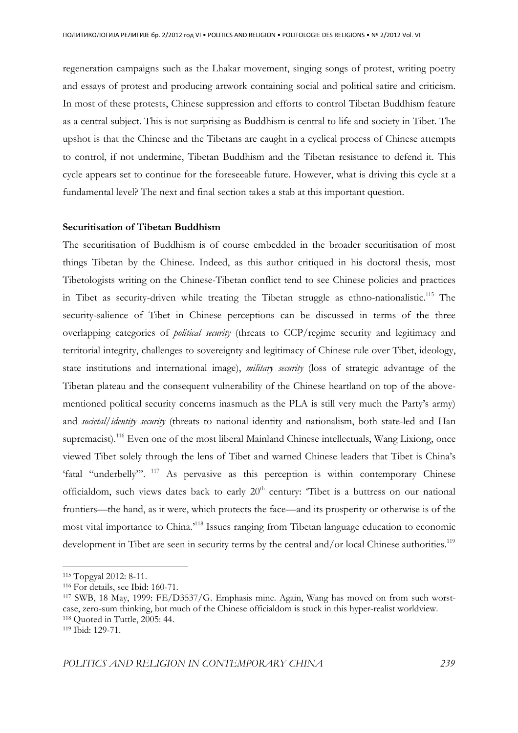regeneration campaigns such as the Lhakar movement, singing songs of protest, writing poetry and essays of protest and producing artwork containing social and political satire and criticism. In most of these protests, Chinese suppression and efforts to control Tibetan Buddhism feature as a central subject. This is not surprising as Buddhism is central to life and society in Tibet. The upshot is that the Chinese and the Tibetans are caught in a cyclical process of Chinese attempts to control, if not undermine, Tibetan Buddhism and the Tibetan resistance to defend it. This cycle appears set to continue for the foreseeable future. However, what is driving this cycle at a fundamental level? The next and final section takes a stab at this important question.

**Securitisation of Tibetan Buddhism**

The securitisation of Buddhism is of course embedded in the broader securitisation of most things Tibetan by the Chinese. Indeed, as this author critiqued in his doctoral thesis, most Tibetologists writing on the Chinese-Tibetan conflict tend to see Chinese policies and practices in Tibet as security-driven while treating the Tibetan struggle as ethno-nationalistic.[115] The security-salience of Tibet in Chinese perceptions can be discussed in terms of the three overlapping categories of *political security* (threats to CCP/regime security and legitimacy and territorial integrity, challenges to sovereignty and legitimacy of Chinese rule over Tibet, ideology, state institutions and international image), *military security* (loss of strategic advantage of the Tibetan plateau and the consequent vulnerability of the Chinese heartland on top of the above-mentioned political security concerns inasmuch as the PLA is still very much the Party's army) and *societal/identity security* (threats to national identity and nationalism, both state-led and Han supremacist).[116] Even one of the most liberal Mainland Chinese intellectuals, Wang Lixiong, once viewed Tibet solely through the lens of Tibet and warned Chinese leaders that Tibet is China's 'fatal "underbelly"'.[117] As pervasive as this perception is within contemporary Chinese officialdom, such views dates back to early 20th century: 'Tibet is a buttress on our national frontiers—the hand, as it were, which protects the face—and its prosperity or otherwise is of the most vital importance to China.'[118] Issues ranging from Tibetan language education to economic development in Tibet are seen in security terms by the central and/or local Chinese authorities.[119]

---

[115] Topgyal 2012: 8-11.

[116] For details, see Ibid: 160-71.

[117] SWB, 18 May, 1999: FE/D3537/G. Emphasis mine. Again, Wang has moved on from such worst-case, zero-sum thinking, but much of the Chinese officialdom is stuck in this hyper-realist worldview.

[118] Quoted in Tuttle, 2005: 44.

[119] Ibid: 129-71.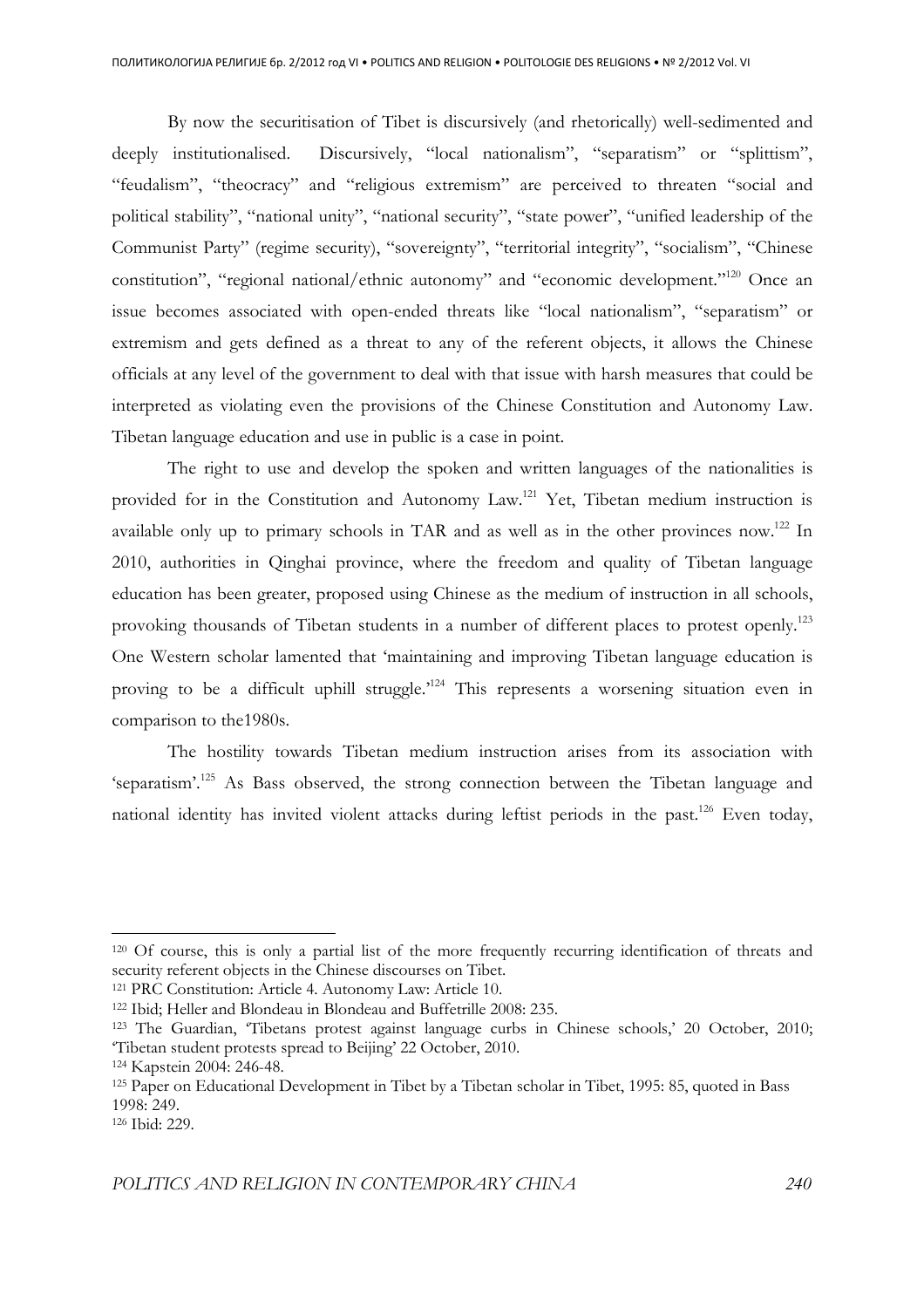By now the securitisation of Tibet is discursively (and rhetorically) well-sedimented and deeply institutionalised. Discursively, "local nationalism", "separatism" or "splittism", "feudalism", "theocracy" and "religious extremism" are perceived to threaten "social and political stability", "national unity", "national security", "state power", "unified leadership of the Communist Party" (regime security), "sovereignty", "territorial integrity", "socialism", "Chinese constitution", "regional national/ethnic autonomy" and "economic development."[120] Once an issue becomes associated with open-ended threats like "local nationalism", "separatism" or extremism and gets defined as a threat to any of the referent objects, it allows the Chinese officials at any level of the government to deal with that issue with harsh measures that could be interpreted as violating even the provisions of the Chinese Constitution and Autonomy Law. Tibetan language education and use in public is a case in point.

The right to use and develop the spoken and written languages of the nationalities is provided for in the Constitution and Autonomy Law.[121] Yet, Tibetan medium instruction is available only up to primary schools in TAR and as well as in the other provinces now.[122] In 2010, authorities in Qinghai province, where the freedom and quality of Tibetan language education has been greater, proposed using Chinese as the medium of instruction in all schools, provoking thousands of Tibetan students in a number of different places to protest openly.[123] One Western scholar lamented that 'maintaining and improving Tibetan language education is proving to be a difficult uphill struggle.'[124] This represents a worsening situation even in comparison to the1980s.

The hostility towards Tibetan medium instruction arises from its association with 'separatism'.[125] As Bass observed, the strong connection between the Tibetan language and national identity has invited violent attacks during leftist periods in the past.[126] Even today,

---

[120] Of course, this is only a partial list of the more frequently recurring identification of threats and security referent objects in the Chinese discourses on Tibet.

[121] PRC Constitution: Article 4. Autonomy Law: Article 10.

[122] Ibid; Heller and Blondeau in Blondeau and Buffetrille 2008: 235.

[123] The Guardian, 'Tibetans protest against language curbs in Chinese schools,' 20 October, 2010; 'Tibetan student protests spread to Beijing' 22 October, 2010.

[124] Kapstein 2004: 246-48.

[125] Paper on Educational Development in Tibet by a Tibetan scholar in Tibet, 1995: 85, quoted in Bass 1998: 249.

[126] Ibid: 229.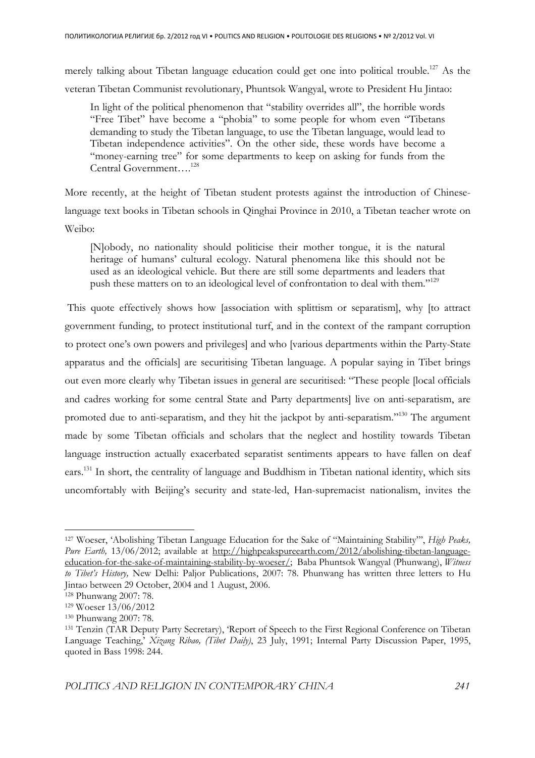merely talking about Tibetan language education could get one into political trouble.[127] As the veteran Tibetan Communist revolutionary, Phuntsok Wangyal, wrote to President Hu Jintao:

> In light of the political phenomenon that "stability overrides all", the horrible words "Free Tibet" have become a "phobia" to some people for whom even "Tibetans demanding to study the Tibetan language, to use the Tibetan language, would lead to Tibetan independence activities". On the other side, these words have become a "money-earning tree" for some departments to keep on asking for funds from the Central Government….[128]

More recently, at the height of Tibetan student protests against the introduction of Chinese-language text books in Tibetan schools in Qinghai Province in 2010, a Tibetan teacher wrote on Weibo:

> [N]obody, no nationality should politicise their mother tongue, it is the natural heritage of humans' cultural ecology. Natural phenomena like this should not be used as an ideological vehicle. But there are still some departments and leaders that push these matters on to an ideological level of confrontation to deal with them."[129]

This quote effectively shows how [association with splittism or separatism], why [to attract government funding, to protect institutional turf, and in the context of the rampant corruption to protect one's own powers and privileges] and who [various departments within the Party-State apparatus and the officials] are securitising Tibetan language. A popular saying in Tibet brings out even more clearly why Tibetan issues in general are securitised: "These people [local officials and cadres working for some central State and Party departments] live on anti-separatism, are promoted due to anti-separatism, and they hit the jackpot by anti-separatism."[130] The argument made by some Tibetan officials and scholars that the neglect and hostility towards Tibetan language instruction actually exacerbated separatist sentiments appears to have fallen on deaf ears.[131] In short, the centrality of language and Buddhism in Tibetan national identity, which sits uncomfortably with Beijing's security and state-led, Han-supremacist nationalism, invites the

---

[127] Woeser, 'Abolishing Tibetan Language Education for the Sake of "Maintaining Stability"', *High Peaks, Pure Earth,* 13/06/2012; available at http://highpeakspureearth.com/2012/abolishing-tibetan-language-education-for-the-sake-of-maintaining-stability-by-woeser/; Baba Phuntsok Wangyal (Phunwang), *Witness to Tibet's History,* New Delhi: Paljor Publications, 2007: 78. Phunwang has written three letters to Hu Jintao between 29 October, 2004 and 1 August, 2006.

[128] Phunwang 2007: 78.

[129] Woeser 13/06/2012

[130] Phunwang 2007: 78.

[131] Tenzin (TAR Deputy Party Secretary), 'Report of Speech to the First Regional Conference on Tibetan Language Teaching,' *Xizang Ribao, (Tibet Daily)*, 23 July, 1991; Internal Party Discussion Paper, 1995, quoted in Bass 1998: 244.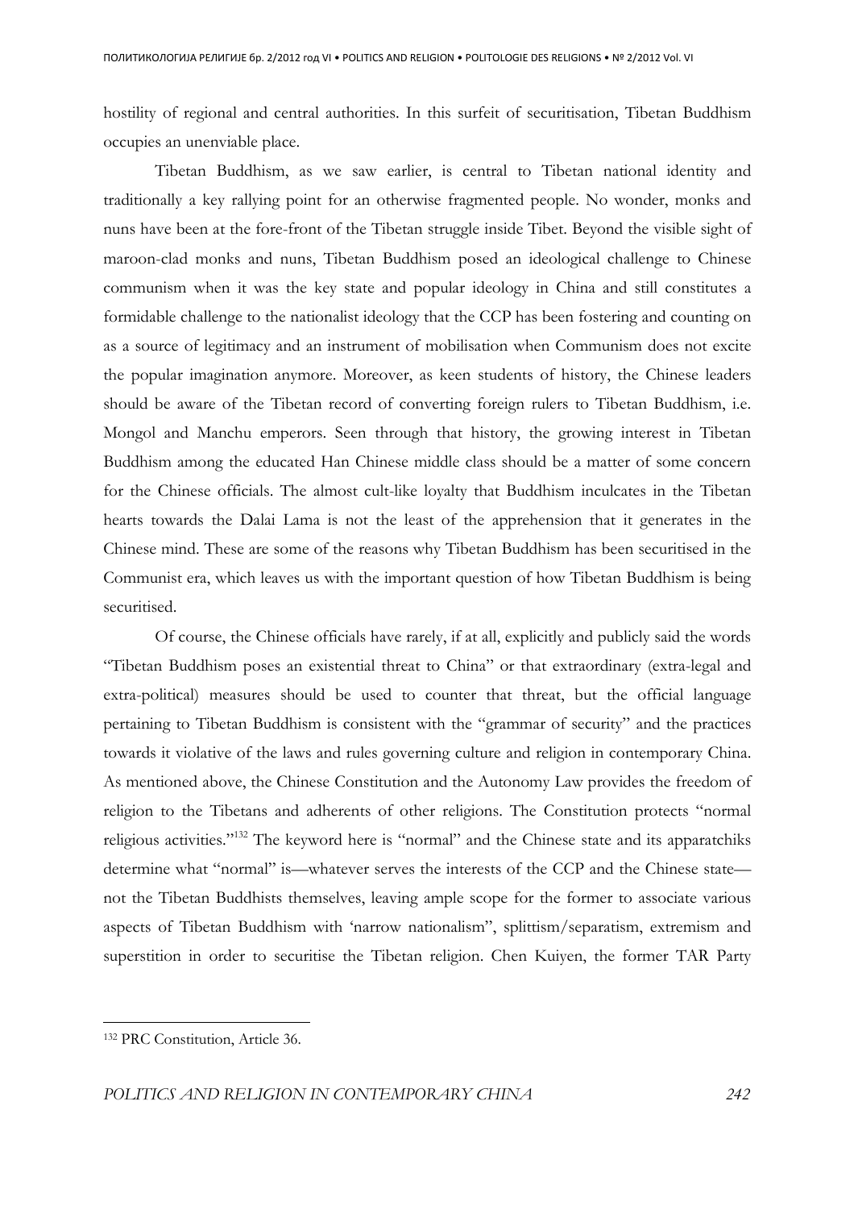hostility of regional and central authorities. In this surfeit of securitisation, Tibetan Buddhism occupies an unenviable place.

Tibetan Buddhism, as we saw earlier, is central to Tibetan national identity and traditionally a key rallying point for an otherwise fragmented people. No wonder, monks and nuns have been at the fore-front of the Tibetan struggle inside Tibet. Beyond the visible sight of maroon-clad monks and nuns, Tibetan Buddhism posed an ideological challenge to Chinese communism when it was the key state and popular ideology in China and still constitutes a formidable challenge to the nationalist ideology that the CCP has been fostering and counting on as a source of legitimacy and an instrument of mobilisation when Communism does not excite the popular imagination anymore. Moreover, as keen students of history, the Chinese leaders should be aware of the Tibetan record of converting foreign rulers to Tibetan Buddhism, i.e. Mongol and Manchu emperors. Seen through that history, the growing interest in Tibetan Buddhism among the educated Han Chinese middle class should be a matter of some concern for the Chinese officials. The almost cult-like loyalty that Buddhism inculcates in the Tibetan hearts towards the Dalai Lama is not the least of the apprehension that it generates in the Chinese mind. These are some of the reasons why Tibetan Buddhism has been securitised in the Communist era, which leaves us with the important question of how Tibetan Buddhism is being securitised.

Of course, the Chinese officials have rarely, if at all, explicitly and publicly said the words "Tibetan Buddhism poses an existential threat to China" or that extraordinary (extra-legal and extra-political) measures should be used to counter that threat, but the official language pertaining to Tibetan Buddhism is consistent with the "grammar of security" and the practices towards it violative of the laws and rules governing culture and religion in contemporary China. As mentioned above, the Chinese Constitution and the Autonomy Law provides the freedom of religion to the Tibetans and adherents of other religions. The Constitution protects "normal religious activities."[132] The keyword here is "normal" and the Chinese state and its apparatchiks determine what "normal" is—whatever serves the interests of the CCP and the Chinese state—not the Tibetan Buddhists themselves, leaving ample scope for the former to associate various aspects of Tibetan Buddhism with 'narrow nationalism", splittism/separatism, extremism and superstition in order to securitise the Tibetan religion. Chen Kuiyen, the former TAR Party

---

[132] PRC Constitution, Article 36.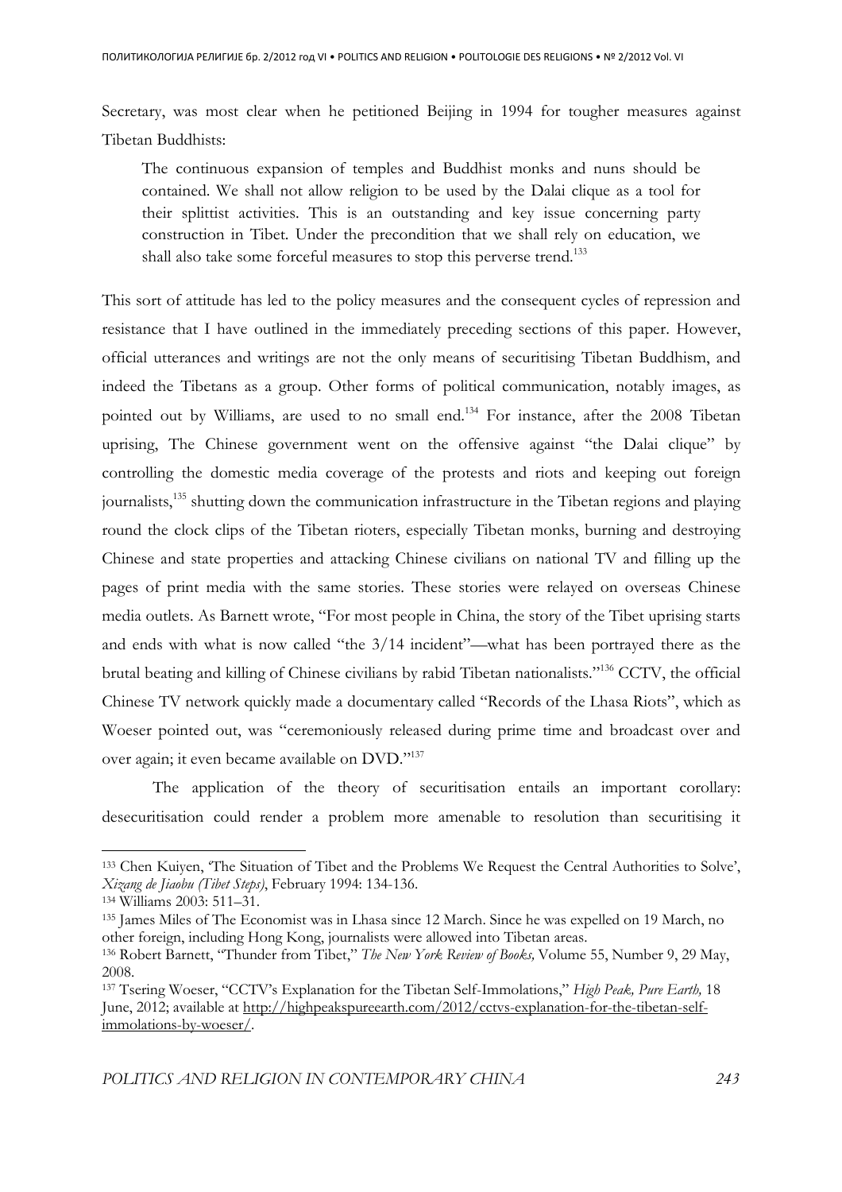Secretary, was most clear when he petitioned Beijing in 1994 for tougher measures against Tibetan Buddhists:

> The continuous expansion of temples and Buddhist monks and nuns should be contained. We shall not allow religion to be used by the Dalai clique as a tool for their splittist activities. This is an outstanding and key issue concerning party construction in Tibet. Under the precondition that we shall rely on education, we shall also take some forceful measures to stop this perverse trend.[133]

This sort of attitude has led to the policy measures and the consequent cycles of repression and resistance that I have outlined in the immediately preceding sections of this paper. However, official utterances and writings are not the only means of securitising Tibetan Buddhism, and indeed the Tibetans as a group. Other forms of political communication, notably images, as pointed out by Williams, are used to no small end.[134] For instance, after the 2008 Tibetan uprising, The Chinese government went on the offensive against "the Dalai clique" by controlling the domestic media coverage of the protests and riots and keeping out foreign journalists,[135] shutting down the communication infrastructure in the Tibetan regions and playing round the clock clips of the Tibetan rioters, especially Tibetan monks, burning and destroying Chinese and state properties and attacking Chinese civilians on national TV and filling up the pages of print media with the same stories. These stories were relayed on overseas Chinese media outlets. As Barnett wrote, "For most people in China, the story of the Tibet uprising starts and ends with what is now called "the 3/14 incident"—what has been portrayed there as the brutal beating and killing of Chinese civilians by rabid Tibetan nationalists."[136] CCTV, the official Chinese TV network quickly made a documentary called "Records of the Lhasa Riots", which as Woeser pointed out, was "ceremoniously released during prime time and broadcast over and over again; it even became available on DVD."[137]

The application of the theory of securitisation entails an important corollary: desecuritisation could render a problem more amenable to resolution than securitising it

---

133 Chen Kuiyen, 'The Situation of Tibet and the Problems We Request the Central Authorities to Solve', *Xizang de Jiaobu (Tibet Steps)*, February 1994: 134-136.

134 Williams 2003: 511–31.

135 James Miles of The Economist was in Lhasa since 12 March. Since he was expelled on 19 March, no other foreign, including Hong Kong, journalists were allowed into Tibetan areas.

136 Robert Barnett, "Thunder from Tibet," *The New York Review of Books,* Volume 55, Number 9, 29 May, 2008.

137 Tsering Woeser, "CCTV's Explanation for the Tibetan Self-Immolations," *High Peak, Pure Earth,* 18 June, 2012; available at http://highpeakspureearth.com/2012/cctvs-explanation-for-the-tibetan-self-immolations-by-woeser/.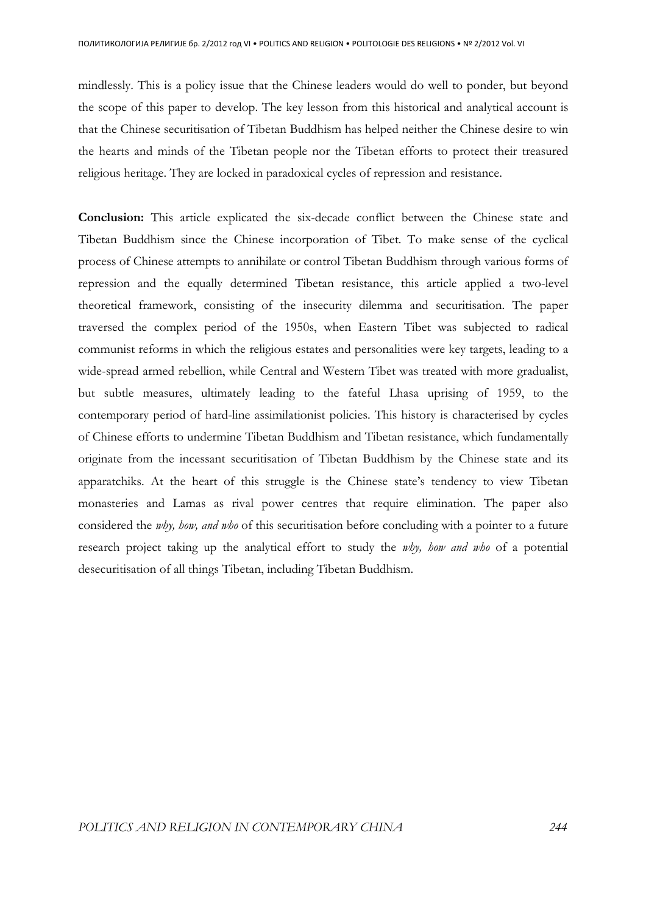mindlessly. This is a policy issue that the Chinese leaders would do well to ponder, but beyond the scope of this paper to develop. The key lesson from this historical and analytical account is that the Chinese securitisation of Tibetan Buddhism has helped neither the Chinese desire to win the hearts and minds of the Tibetan people nor the Tibetan efforts to protect their treasured religious heritage. They are locked in paradoxical cycles of repression and resistance.

**Conclusion:** This article explicated the six-decade conflict between the Chinese state and Tibetan Buddhism since the Chinese incorporation of Tibet. To make sense of the cyclical process of Chinese attempts to annihilate or control Tibetan Buddhism through various forms of repression and the equally determined Tibetan resistance, this article applied a two-level theoretical framework, consisting of the insecurity dilemma and securitisation. The paper traversed the complex period of the 1950s, when Eastern Tibet was subjected to radical communist reforms in which the religious estates and personalities were key targets, leading to a wide-spread armed rebellion, while Central and Western Tibet was treated with more gradualist, but subtle measures, ultimately leading to the fateful Lhasa uprising of 1959, to the contemporary period of hard-line assimilationist policies. This history is characterised by cycles of Chinese efforts to undermine Tibetan Buddhism and Tibetan resistance, which fundamentally originate from the incessant securitisation of Tibetan Buddhism by the Chinese state and its apparatchiks. At the heart of this struggle is the Chinese state's tendency to view Tibetan monasteries and Lamas as rival power centres that require elimination. The paper also considered the *why, how, and who* of this securitisation before concluding with a pointer to a future research project taking up the analytical effort to study the *why, how and who* of a potential desecuritisation of all things Tibetan, including Tibetan Buddhism.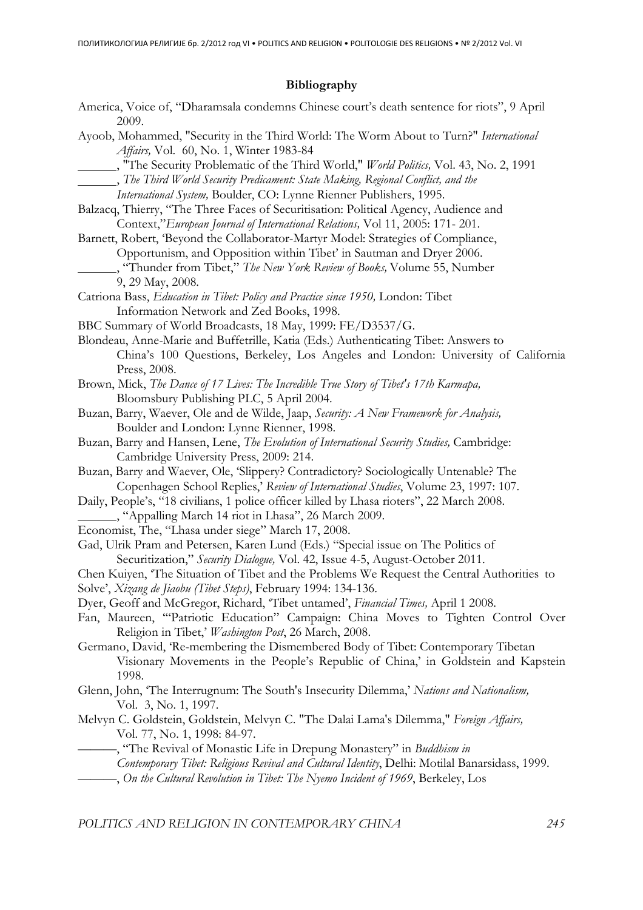**Bibliography**

America, Voice of, "Dharamsala condemns Chinese court's death sentence for riots", 9 April 2009.

Ayoob, Mohammed, "Security in the Third World: The Worm About to Turn?" *International Affairs,* Vol. 60, No. 1, Winter 1983-84

______, "The Security Problematic of the Third World," *World Politics,* Vol. 43, No. 2, 1991

______, *The Third World Security Predicament: State Making, Regional Conflict, and the International System,* Boulder, CO: Lynne Rienner Publishers, 1995.

Balzacq, Thierry, "The Three Faces of Securitisation: Political Agency, Audience and Context,"*European Journal of International Relations,* Vol 11, 2005: 171- 201.

Barnett, Robert, 'Beyond the Collaborator-Martyr Model: Strategies of Compliance, Opportunism, and Opposition within Tibet' in Sautman and Dryer 2006.

______, "Thunder from Tibet," *The New York Review of Books,* Volume 55, Number 9, 29 May, 2008.

Catriona Bass, *Education in Tibet: Policy and Practice since 1950,* London: Tibet Information Network and Zed Books, 1998.

BBC Summary of World Broadcasts, 18 May, 1999: FE/D3537/G.

Blondeau, Anne-Marie and Buffetrille, Katia (Eds.) Authenticating Tibet: Answers to China's 100 Questions, Berkeley, Los Angeles and London: University of California Press, 2008.

Brown, Mick, *The Dance of 17 Lives: The Incredible True Story of Tibet's 17th Karmapa,* Bloomsbury Publishing PLC, 5 April 2004.

Buzan, Barry, Waever, Ole and de Wilde, Jaap, *Security: A New Framework for Analysis,* Boulder and London: Lynne Rienner, 1998.

Buzan, Barry and Hansen, Lene, *The Evolution of International Security Studies,* Cambridge: Cambridge University Press, 2009: 214.

Buzan, Barry and Waever, Ole, 'Slippery? Contradictory? Sociologically Untenable? The Copenhagen School Replies,' *Review of International Studies*, Volume 23, 1997: 107.

Daily, People's, "18 civilians, 1 police officer killed by Lhasa rioters", 22 March 2008.

______, "Appalling March 14 riot in Lhasa", 26 March 2009.

Economist, The, "Lhasa under siege" March 17, 2008.

Gad, Ulrik Pram and Petersen, Karen Lund (Eds.) "Special issue on The Politics of Securitization," *Security Dialogue,* Vol. 42, Issue 4-5, August-October 2011.

Chen Kuiyen, 'The Situation of Tibet and the Problems We Request the Central Authorities to Solve', *Xizang de Jiaobu (Tibet Steps)*, February 1994: 134-136.

Dyer, Geoff and McGregor, Richard, 'Tibet untamed', *Financial Times,* April 1 2008.

Fan, Maureen, '"Patriotic Education" Campaign: China Moves to Tighten Control Over Religion in Tibet,' *Washington Post*, 26 March, 2008.

Germano, David, 'Re-membering the Dismembered Body of Tibet: Contemporary Tibetan Visionary Movements in the People's Republic of China,' in Goldstein and Kapstein 1998.

Glenn, John, 'The Interrugnum: The South's Insecurity Dilemma,' *Nations and Nationalism,* Vol. 3, No. 1, 1997.

Melvyn C. Goldstein, Goldstein, Melvyn C. "The Dalai Lama's Dilemma," *Foreign Affairs,* Vol. 77, No. 1, 1998: 84-97.

———, "The Revival of Monastic Life in Drepung Monastery" in *Buddhism in Contemporary Tibet: Religious Revival and Cultural Identity*, Delhi: Motilal Banarsidass, 1999.

———, *On the Cultural Revolution in Tibet: The Nyemo Incident of 1969*, Berkeley, Los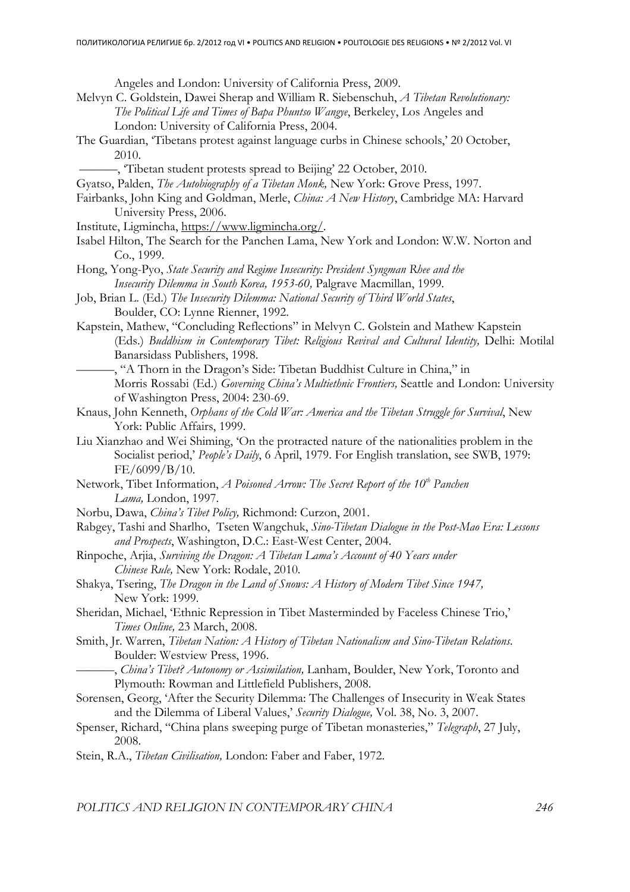Angeles and London: University of California Press, 2009.

Melvyn C. Goldstein, Dawei Sherap and William R. Siebenschuh, *A Tibetan Revolutionary: The Political Life and Times of Bapa Phuntso Wangye*, Berkeley, Los Angeles and London: University of California Press, 2004.

The Guardian, 'Tibetans protest against language curbs in Chinese schools,' 20 October, 2010.

———, 'Tibetan student protests spread to Beijing' 22 October, 2010.

Gyatso, Palden, *The Autobiography of a Tibetan Monk,* New York: Grove Press, 1997.

Fairbanks, John King and Goldman, Merle, *China: A New History*, Cambridge MA: Harvard University Press, 2006.

Institute, Ligmincha, https://www.ligmincha.org/.

Isabel Hilton, The Search for the Panchen Lama, New York and London: W.W. Norton and Co., 1999.

Hong, Yong-Pyo, *State Security and Regime Insecurity: President Syngman Rhee and the Insecurity Dilemma in South Korea, 1953-60,* Palgrave Macmillan, 1999.

Job, Brian L. (Ed.) *The Insecurity Dilemma: National Security of Third World States*, Boulder, CO: Lynne Rienner, 1992.

Kapstein, Mathew, "Concluding Reflections" in Melvyn C. Golstein and Mathew Kapstein (Eds.) *Buddhism in Contemporary Tibet: Religious Revival and Cultural Identity,* Delhi: Motilal Banarsidass Publishers, 1998.

———, "A Thorn in the Dragon's Side: Tibetan Buddhist Culture in China," in Morris Rossabi (Ed.) *Governing China's Multiethnic Frontiers,* Seattle and London: University of Washington Press, 2004: 230-69.

Knaus, John Kenneth, *Orphans of the Cold War: America and the Tibetan Struggle for Survival*, New York: Public Affairs, 1999.

Liu Xianzhao and Wei Shiming, 'On the protracted nature of the nationalities problem in the Socialist period,' *People's Daily*, 6 April, 1979. For English translation, see SWB, 1979: FE/6099/B/10.

Network, Tibet Information, *A Poisoned Arrow: The Secret Report of the 10th Panchen Lama,* London, 1997.

Norbu, Dawa, *China's Tibet Policy,* Richmond: Curzon, 2001.

Rabgey, Tashi and Sharlho, Tseten Wangchuk, *Sino-Tibetan Dialogue in the Post-Mao Era: Lessons and Prospects*, Washington, D.C.: East-West Center, 2004.

Rinpoche, Arjia, *Surviving the Dragon: A Tibetan Lama's Account of 40 Years under Chinese Rule,* New York: Rodale, 2010.

Shakya, Tsering, *The Dragon in the Land of Snows: A History of Modern Tibet Since 1947,* New York: 1999.

Sheridan, Michael, 'Ethnic Repression in Tibet Masterminded by Faceless Chinese Trio,' *Times Online,* 23 March, 2008.

Smith, Jr. Warren, *Tibetan Nation: A History of Tibetan Nationalism and Sino-Tibetan Relations*. Boulder: Westview Press, 1996.

———, *China's Tibet? Autonomy or Assimilation,* Lanham, Boulder, New York, Toronto and Plymouth: Rowman and Littlefield Publishers, 2008.

Sorensen, Georg, 'After the Security Dilemma: The Challenges of Insecurity in Weak States and the Dilemma of Liberal Values,' *Security Dialogue,* Vol. 38, No. 3, 2007.

Spenser, Richard, "China plans sweeping purge of Tibetan monasteries," *Telegraph*, 27 July, 2008.

Stein, R.A., *Tibetan Civilisation,* London: Faber and Faber, 1972.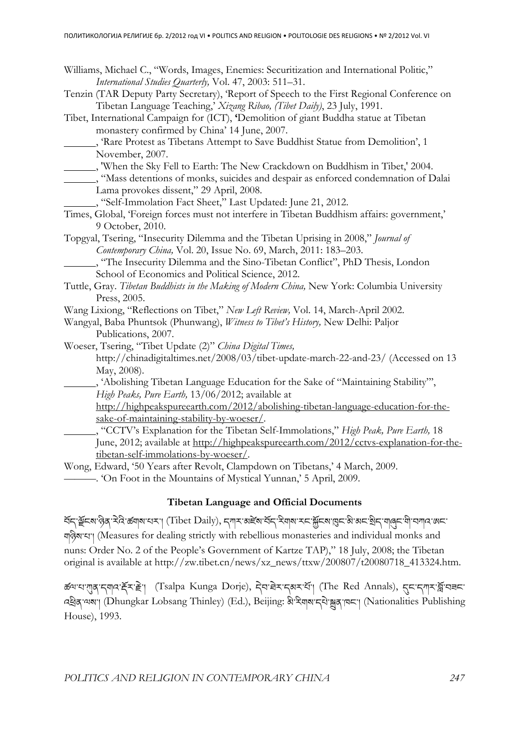Williams, Michael C., "Words, Images, Enemies: Securitization and International Politic," *International Studies Quarterly,* Vol. 47, 2003: 511–31.

Tenzin (TAR Deputy Party Secretary), 'Report of Speech to the First Regional Conference on Tibetan Language Teaching,' *Xizang Ribao, (Tibet Daily)*, 23 July, 1991.

Tibet, International Campaign for (ICT), 'Demolition of giant Buddha statue at Tibetan monastery confirmed by China' 14 June, 2007.

______, 'Rare Protest as Tibetans Attempt to Save Buddhist Statue from Demolition', 1 November, 2007.

______, 'When the Sky Fell to Earth: The New Crackdown on Buddhism in Tibet,' 2004.

______, "Mass detentions of monks, suicides and despair as enforced condemnation of Dalai Lama provokes dissent," 29 April, 2008.

______, "Self-Immolation Fact Sheet," Last Updated: June 21, 2012.

Times, Global, 'Foreign forces must not interfere in Tibetan Buddhism affairs: government,' 9 October, 2010.

Topgyal, Tsering, "Insecurity Dilemma and the Tibetan Uprising in 2008," *Journal of Contemporary China,* Vol. 20, Issue No. 69, March, 2011: 183–203.

______, "The Insecurity Dilemma and the Sino-Tibetan Conflict", PhD Thesis, London School of Economics and Political Science, 2012.

Tuttle, Gray. *Tibetan Buddhists in the Making of Modern China,* New York: Columbia University Press, 2005.

Wang Lixiong, "Reflections on Tibet," *New Left Review,* Vol. 14, March-April 2002.

Wangyal, Baba Phuntsok (Phunwang), *Witness to Tibet's History,* New Delhi: Paljor Publications, 2007.

Woeser, Tsering, "Tibet Update (2)" *China Digital Times,* http://chinadigitaltimes.net/2008/03/tibet-update-march-22-and-23/ (Accessed on 13 May, 2008).

______, 'Abolishing Tibetan Language Education for the Sake of "Maintaining Stability"', *High Peaks, Pure Earth,* 13/06/2012; available at http://highpeakspureearth.com/2012/abolishing-tibetan-language-education-for-the-sake-of-maintaining-stability-by-woeser/.

______, "CCTV's Explanation for the Tibetan Self-Immolations," *High Peak, Pure Earth,* 18 June, 2012; available at http://highpeakspureearth.com/2012/cctvs-explanation-for-the-tibetan-self-immolations-by-woeser/.

Wong, Edward, '50 Years after Revolt, Clampdown on Tibetans,' 4 March, 2009.

______. 'On Foot in the Mountains of Mystical Yunnan,' 5 April, 2009.

**Tibetan Language and Official Documents**

བོད་ལྗོངས་ཉིན་རེའི་ཚགས་པར། (Tibet Daily), དཀར་མཛེས་བོད་རིགས་རང་སྐྱོང་ཁུལ་མི་མང་སྲིད་གཞུང་གི་བཀའ་ཡང་གཉིས་པ། (Measures for dealing strictly with rebellious monasteries and individual monks and nuns: Order No. 2 of the People's Government of Kartze TAP)," 18 July, 2008; the Tibetan original is available at http://zw.tibet.cn/news/xz_news/ttxw/200807/t20080718_413324.htm.

ཚལ་པ་ཀུན་དགའ་རྡོར་རྗེ། (Tsalpa Kunga Dorje), དེབ་ཐེར་དམར་པོ། (The Red Annals), དུང་དཀར་བློ་བཟང་འཕྲིན་ལས། (Dhungkar Lobsang Thinley) (Ed.), Beijing: མི་རིགས་དཔེ་སྐྲུན་ཁང་། (Nationalities Publishing House), 1993.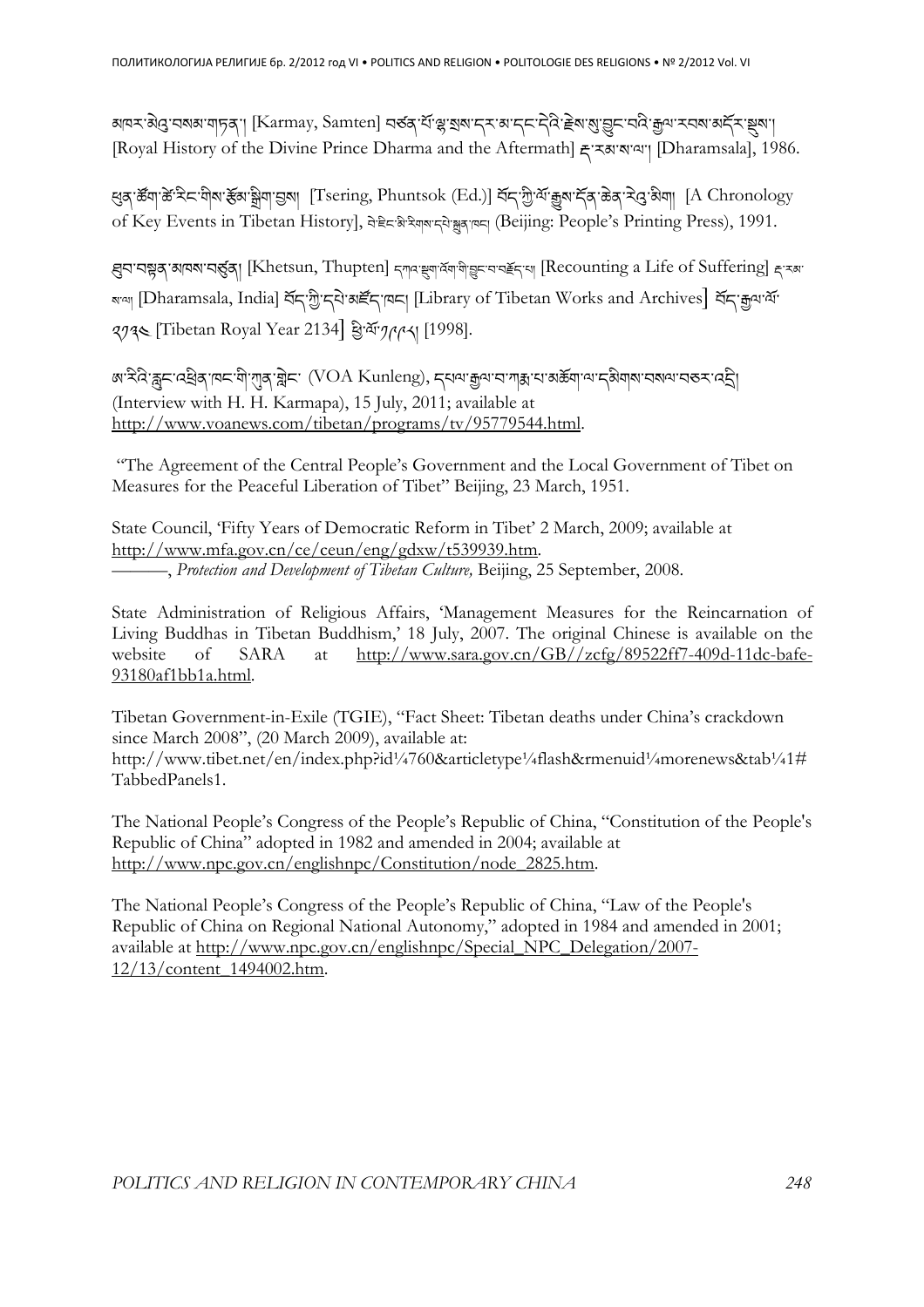མཁར་སྨེའུ་བསམ་གཏན། [Karmay, Samten] བཙན་པོ་ལྷ་སྲས་དར་མ་དང་དེའི་རྗེས་སུ་བྱུང་བའི་རྒྱལ་རབས་མདོར་བསྡུས། [Royal History of the Divine Prince Dharma and the Aftermath] ཌ་རམ་ས་ལ། [Dharamsala], 1986.

ཕུན་ཚོགས་ཚེ་རིང་གིས་རྩོམ་སྒྲིག་བྱས། [Tsering, Phuntsok (Ed.)] བོད་ཀྱི་ལོ་རྒྱུས་དོན་ཆེན་རེའུ་མིག། [A Chronology of Key Events in Tibetan History], མི་རིགས་དཔེ་སྐྲུན་ཁང་། (Beijing: People's Printing Press), 1991.

ཐུབ་བསྟན་མཁས་བཙུན། [Khetsun, Thupten] དཀའ་སྡུག་འོག་གི་མི་ཚེ་བརྗོད་པ། [Recounting a Life of Suffering] ཌ་རམ་ས་ལ། [Dharamsala, India] བོད་ཀྱི་དཔེ་མཛོད་ཁང་། [Library of Tibetan Works and Archives] བོད་རྒྱལ་ལོ་ ༢༡༣༤ [Tibetan Royal Year 2134] ཕྱི་ལོ་༡༩༩༨། [1998].

ཨ་རིའི་རླུང་འཕྲིན་ཁང་གི་ཀུན་གླེང་ (VOA Kunleng), དཔལ་རྒྱལ་བ་ཀརྨ་པ་མཆོག་ལ་དམིགས་བསལ་བཅར་འདྲི། (Interview with H. H. Karmapa), 15 July, 2011; available at http://www.voanews.com/tibetan/programs/tv/95779544.html.

"The Agreement of the Central People's Government and the Local Government of Tibet on Measures for the Peaceful Liberation of Tibet" Beijing, 23 March, 1951.

State Council, 'Fifty Years of Democratic Reform in Tibet' 2 March, 2009; available at http://www.mfa.gov.cn/ce/ceun/eng/gdxw/t539939.htm.
———, *Protection and Development of Tibetan Culture,* Beijing, 25 September, 2008.

State Administration of Religious Affairs, 'Management Measures for the Reincarnation of Living Buddhas in Tibetan Buddhism,' 18 July, 2007. The original Chinese is available on the website of SARA at http://www.sara.gov.cn/GB//zcfg/89522ff7-409d-11dc-bafe-93180af1bb1a.html.

Tibetan Government-in-Exile (TGIE), "Fact Sheet: Tibetan deaths under China's crackdown since March 2008", (20 March 2009), available at: http://www.tibet.net/en/index.php?id¼760&articletype¼flash&rmenuid¼morenews&tab¼1#TabbedPanels1.

The National People's Congress of the People's Republic of China, "Constitution of the People's Republic of China" adopted in 1982 and amended in 2004; available at http://www.npc.gov.cn/englishnpc/Constitution/node_2825.htm.

The National People's Congress of the People's Republic of China, "Law of the People's Republic of China on Regional National Autonomy," adopted in 1984 and amended in 2001; available at http://www.npc.gov.cn/englishnpc/Special_NPC_Delegation/2007-12/13/content_1494002.htm.